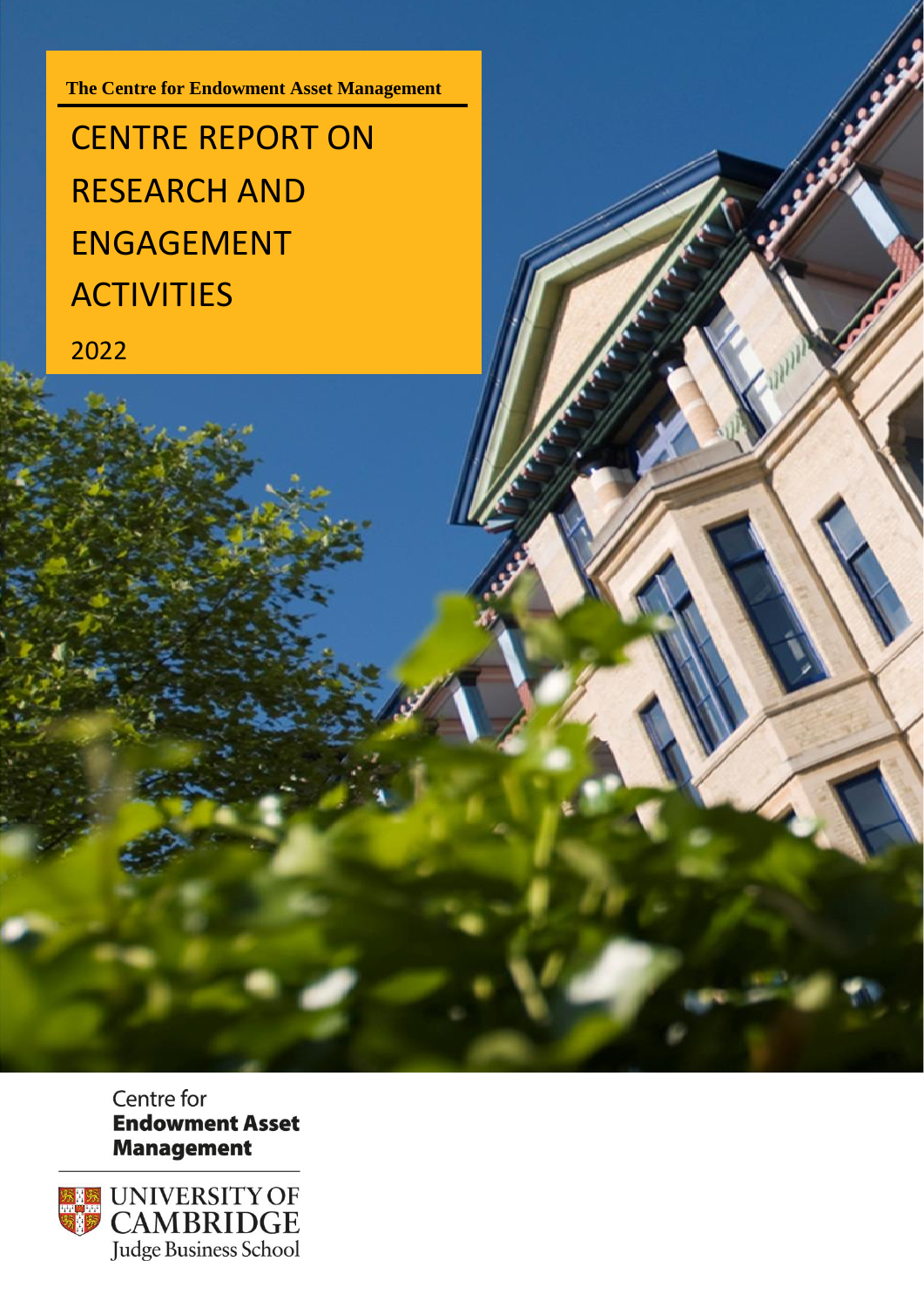**The Centre for Endowment Asset Management**

# CENTRE REPORT ON RESEARCH AND ENGAGEMENT ACTIVITIES

2022

Centre for
**Endowment Asset Management**

UNIVERSITY OF CAMBRIDGE
Judge Business School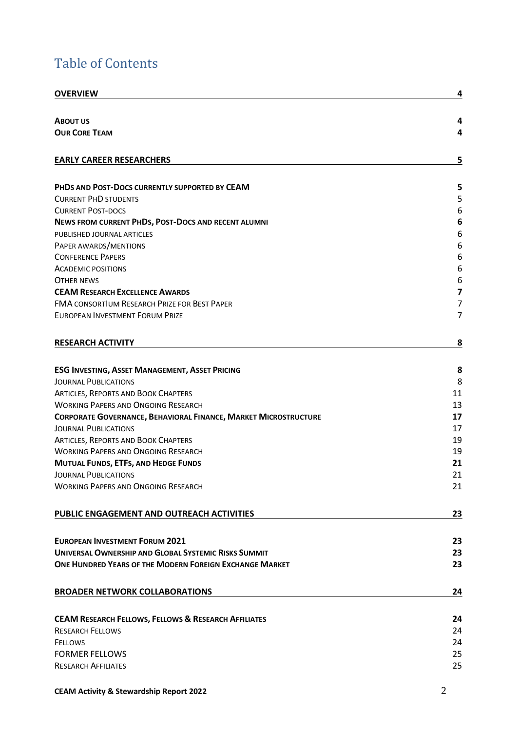# Table of Contents

**OVERVIEW** 4

**ABOUT US** 4
**OUR CORE TEAM** 4

**EARLY CAREER RESEARCHERS** 5

**PHDS AND POST-DOCS CURRENTLY SUPPORTED BY CEAM** 5
CURRENT PHD STUDENTS 5
CURRENT POST-DOCS 6
**NEWS FROM CURRENT PHDS, POST-DOCS AND RECENT ALUMNI** 6
PUBLISHED JOURNAL ARTICLES 6
PAPER AWARDS/MENTIONS 6
CONFERENCE PAPERS 6
ACADEMIC POSITIONS 6
OTHER NEWS 6
**CEAM RESEARCH EXCELLENCE AWARDS** 7
FMA CONSORTIUM RESEARCH PRIZE FOR BEST PAPER 7
EUROPEAN INVESTMENT FORUM PRIZE 7

**RESEARCH ACTIVITY** 8

**ESG INVESTING, ASSET MANAGEMENT, ASSET PRICING** 8
JOURNAL PUBLICATIONS 8
ARTICLES, REPORTS AND BOOK CHAPTERS 11
WORKING PAPERS AND ONGOING RESEARCH 13
**CORPORATE GOVERNANCE, BEHAVIORAL FINANCE, MARKET MICROSTRUCTURE** 17
JOURNAL PUBLICATIONS 17
ARTICLES, REPORTS AND BOOK CHAPTERS 19
WORKING PAPERS AND ONGOING RESEARCH 19
**MUTUAL FUNDS, ETFS, AND HEDGE FUNDS** 21
JOURNAL PUBLICATIONS 21
WORKING PAPERS AND ONGOING RESEARCH 21

**PUBLIC ENGAGEMENT AND OUTREACH ACTIVITIES** 23

**EUROPEAN INVESTMENT FORUM 2021** 23
**UNIVERSAL OWNERSHIP AND GLOBAL SYSTEMIC RISKS SUMMIT** 23
**ONE HUNDRED YEARS OF THE MODERN FOREIGN EXCHANGE MARKET** 23

**BROADER NETWORK COLLABORATIONS** 24

**CEAM RESEARCH FELLOWS, FELLOWS & RESEARCH AFFILIATES** 24
RESEARCH FELLOWS 24
FELLOWS 24
FORMER FELLOWS 25
RESEARCH AFFILIATES 25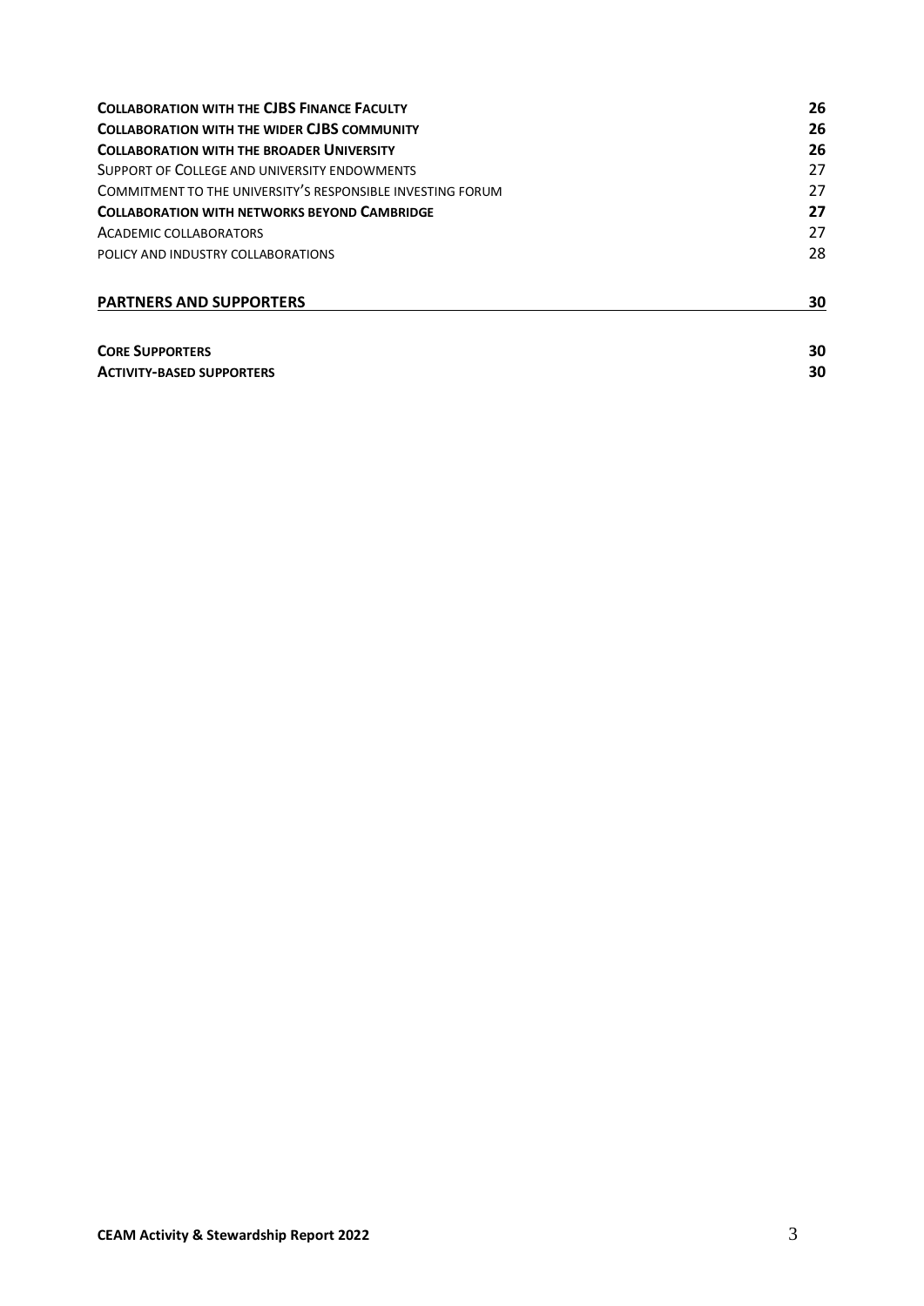| | |
|---|---|
| **Collaboration with the CJBS Finance Faculty** | **26** |
| **Collaboration with the wider CJBS community** | **26** |
| **Collaboration with the broader University** | **26** |
| Support of College and university endowments | 27 |
| Commitment to the University's Responsible Investing Forum | 27 |
| **Collaboration with networks beyond Cambridge** | **27** |
| Academic collaborators | 27 |
| Policy and industry collaborations | 28 |
| **PARTNERS AND SUPPORTERS** | **30** |
| **Core Supporters** | **30** |
| **Activity-based supporters** | **30** |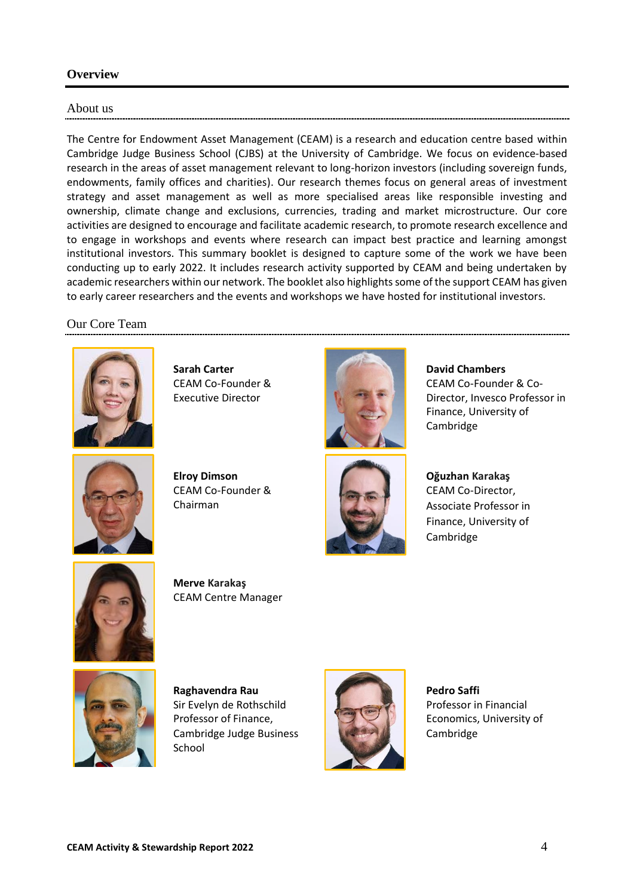## Overview

### About us

The Centre for Endowment Asset Management (CEAM) is a research and education centre based within Cambridge Judge Business School (CJBS) at the University of Cambridge. We focus on evidence-based research in the areas of asset management relevant to long-horizon investors (including sovereign funds, endowments, family offices and charities). Our research themes focus on general areas of investment strategy and asset management as well as more specialised areas like responsible investing and ownership, climate change and exclusions, currencies, trading and market microstructure. Our core activities are designed to encourage and facilitate academic research, to promote research excellence and to engage in workshops and events where research can impact best practice and learning amongst institutional investors. This summary booklet is designed to capture some of the work we have been conducting up to early 2022. It includes research activity supported by CEAM and being undertaken by academic researchers within our network. The booklet also highlights some of the support CEAM has given to early career researchers and the events and workshops we have hosted for institutional investors.

### Our Core Team

**Sarah Carter**
CEAM Co-Founder & Executive Director

**David Chambers**
CEAM Co-Founder & Co-Director, Invesco Professor in Finance, University of Cambridge

**Elroy Dimson**
CEAM Co-Founder & Chairman

**Oğuzhan Karakaş**
CEAM Co-Director, Associate Professor in Finance, University of Cambridge

**Merve Karakaş**
CEAM Centre Manager

**Raghavendra Rau**
Sir Evelyn de Rothschild Professor of Finance, Cambridge Judge Business School

**Pedro Saffi**
Professor in Financial Economics, University of Cambridge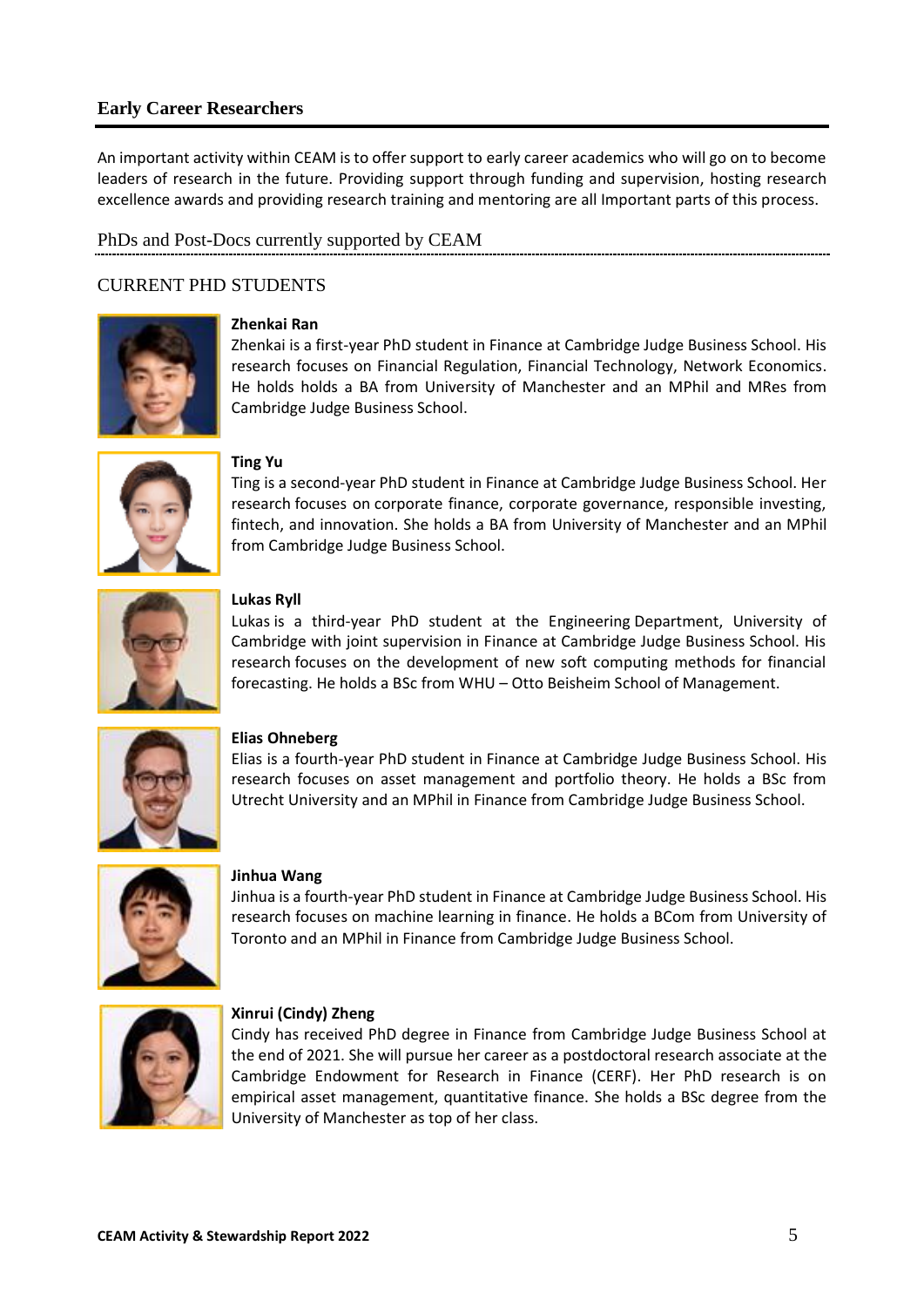## Early Career Researchers

An important activity within CEAM is to offer support to early career academics who will go on to become leaders of research in the future. Providing support through funding and supervision, hosting research excellence awards and providing research training and mentoring are all Important parts of this process.

### PhDs and Post-Docs currently supported by CEAM

### CURRENT PHD STUDENTS

**Zhenkai Ran**
Zhenkai is a first-year PhD student in Finance at Cambridge Judge Business School. His research focuses on Financial Regulation, Financial Technology, Network Economics. He holds holds a BA from University of Manchester and an MPhil and MRes from Cambridge Judge Business School.

**Ting Yu**
Ting is a second-year PhD student in Finance at Cambridge Judge Business School. Her research focuses on corporate finance, corporate governance, responsible investing, fintech, and innovation. She holds a BA from University of Manchester and an MPhil from Cambridge Judge Business School.

**Lukas Ryll**
Lukas is a third-year PhD student at the Engineering Department, University of Cambridge with joint supervision in Finance at Cambridge Judge Business School. His research focuses on the development of new soft computing methods for financial forecasting. He holds a BSc from WHU – Otto Beisheim School of Management.

**Elias Ohneberg**
Elias is a fourth-year PhD student in Finance at Cambridge Judge Business School. His research focuses on asset management and portfolio theory. He holds a BSc from Utrecht University and an MPhil in Finance from Cambridge Judge Business School.

**Jinhua Wang**
Jinhua is a fourth-year PhD student in Finance at Cambridge Judge Business School. His research focuses on machine learning in finance. He holds a BCom from University of Toronto and an MPhil in Finance from Cambridge Judge Business School.

**Xinrui (Cindy) Zheng**
Cindy has received PhD degree in Finance from Cambridge Judge Business School at the end of 2021. She will pursue her career as a postdoctoral research associate at the Cambridge Endowment for Research in Finance (CERF). Her PhD research is on empirical asset management, quantitative finance. She holds a BSc degree from the University of Manchester as top of her class.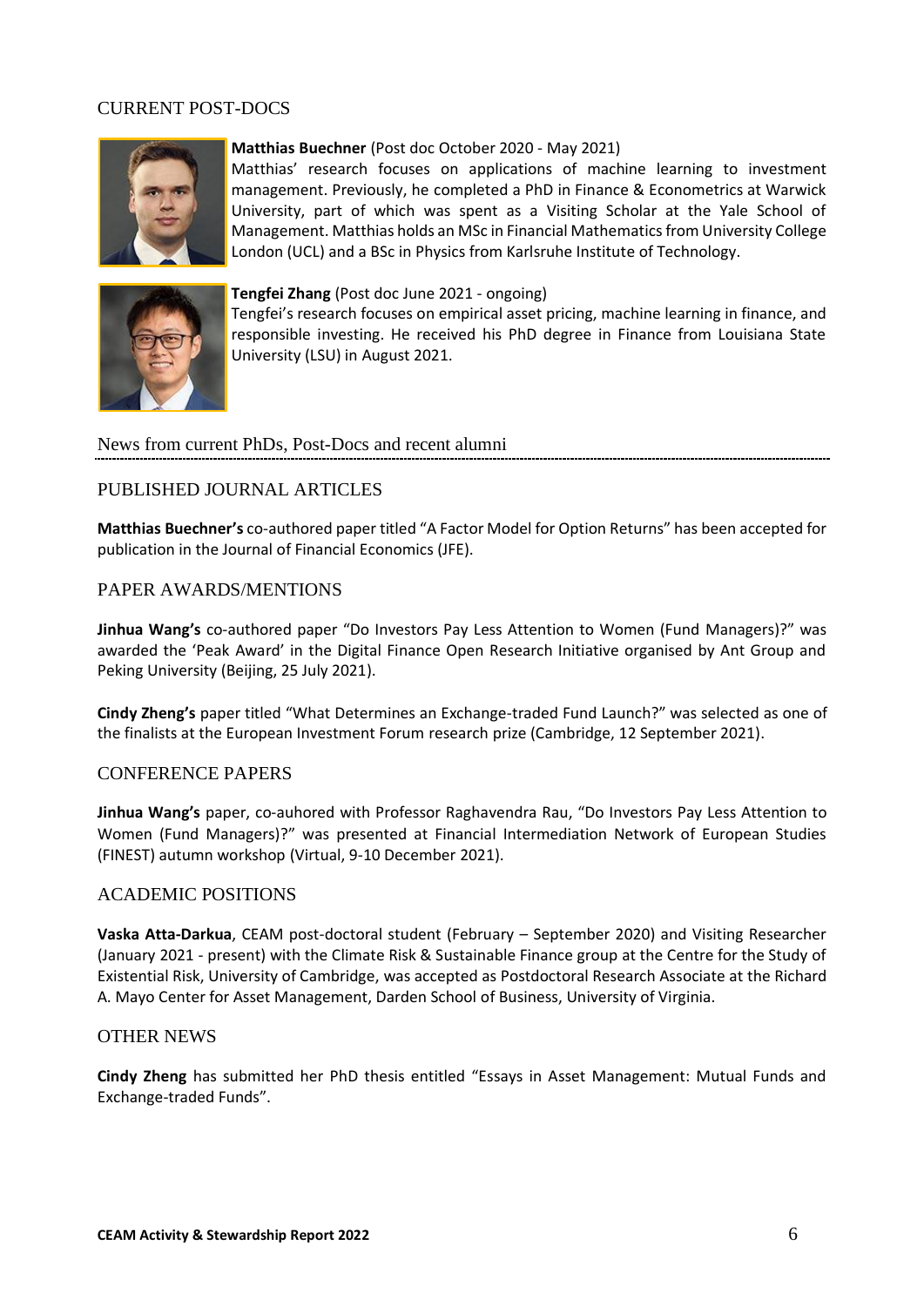## CURRENT POST-DOCS

**Matthias Buechner** (Post doc October 2020 - May 2021)
Matthias' research focuses on applications of machine learning to investment management. Previously, he completed a PhD in Finance & Econometrics at Warwick University, part of which was spent as a Visiting Scholar at the Yale School of Management. Matthias holds an MSc in Financial Mathematics from University College London (UCL) and a BSc in Physics from Karlsruhe Institute of Technology.

**Tengfei Zhang** (Post doc June 2021 - ongoing)
Tengfei's research focuses on empirical asset pricing, machine learning in finance, and responsible investing. He received his PhD degree in Finance from Louisiana State University (LSU) in August 2021.

## News from current PhDs, Post-Docs and recent alumni

### PUBLISHED JOURNAL ARTICLES

**Matthias Buechner's** co-authored paper titled "A Factor Model for Option Returns" has been accepted for publication in the Journal of Financial Economics (JFE).

### PAPER AWARDS/MENTIONS

**Jinhua Wang's** co-authored paper "Do Investors Pay Less Attention to Women (Fund Managers)?" was awarded the 'Peak Award' in the Digital Finance Open Research Initiative organised by Ant Group and Peking University (Beijing, 25 July 2021).

**Cindy Zheng's** paper titled "What Determines an Exchange-traded Fund Launch?" was selected as one of the finalists at the European Investment Forum research prize (Cambridge, 12 September 2021).

### CONFERENCE PAPERS

**Jinhua Wang's** paper, co-auhored with Professor Raghavendra Rau, "Do Investors Pay Less Attention to Women (Fund Managers)?" was presented at Financial Intermediation Network of European Studies (FINEST) autumn workshop (Virtual, 9-10 December 2021).

### ACADEMIC POSITIONS

**Vaska Atta-Darkua**, CEAM post-doctoral student (February – September 2020) and Visiting Researcher (January 2021 - present) with the Climate Risk & Sustainable Finance group at the Centre for the Study of Existential Risk, University of Cambridge, was accepted as Postdoctoral Research Associate at the Richard A. Mayo Center for Asset Management, Darden School of Business, University of Virginia.

### OTHER NEWS

**Cindy Zheng** has submitted her PhD thesis entitled "Essays in Asset Management: Mutual Funds and Exchange-traded Funds".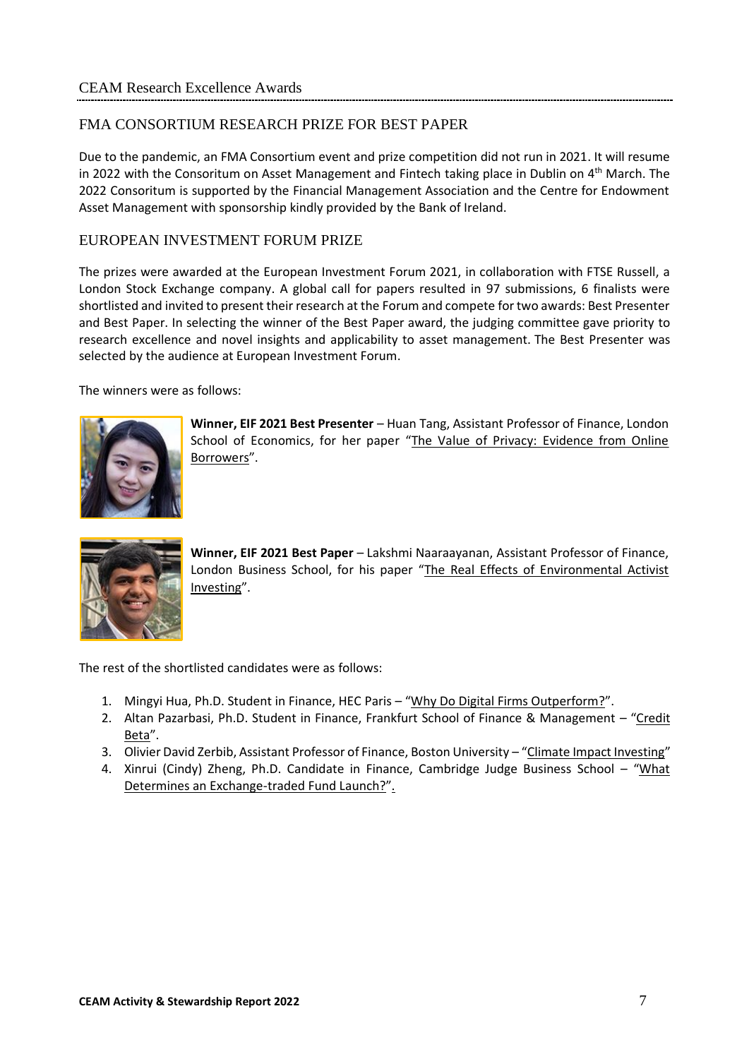## CEAM Research Excellence Awards

### FMA CONSORTIUM RESEARCH PRIZE FOR BEST PAPER

Due to the pandemic, an FMA Consortium event and prize competition did not run in 2021. It will resume in 2022 with the Consortium on Asset Management and Fintech taking place in Dublin on 4th March. The 2022 Consoritum is supported by the Financial Management Association and the Centre for Endowment Asset Management with sponsorship kindly provided by the Bank of Ireland.

### EUROPEAN INVESTMENT FORUM PRIZE

The prizes were awarded at the European Investment Forum 2021, in collaboration with FTSE Russell, a London Stock Exchange company. A global call for papers resulted in 97 submissions, 6 finalists were shortlisted and invited to present their research at the Forum and compete for two awards: Best Presenter and Best Paper. In selecting the winner of the Best Paper award, the judging committee gave priority to research excellence and novel insights and applicability to asset management. The Best Presenter was selected by the audience at European Investment Forum.

The winners were as follows:

**Winner, EIF 2021 Best Presenter** – Huan Tang, Assistant Professor of Finance, London School of Economics, for her paper "The Value of Privacy: Evidence from Online Borrowers".

**Winner, EIF 2021 Best Paper** – Lakshmi Naaraayanan, Assistant Professor of Finance, London Business School, for his paper "The Real Effects of Environmental Activist Investing".

The rest of the shortlisted candidates were as follows:

1. Mingyi Hua, Ph.D. Student in Finance, HEC Paris – "Why Do Digital Firms Outperform?".
2. Altan Pazarbasi, Ph.D. Student in Finance, Frankfurt School of Finance & Management – "Credit Beta".
3. Olivier David Zerbib, Assistant Professor of Finance, Boston University – "Climate Impact Investing"
4. Xinrui (Cindy) Zheng, Ph.D. Candidate in Finance, Cambridge Judge Business School – "What Determines an Exchange-traded Fund Launch?".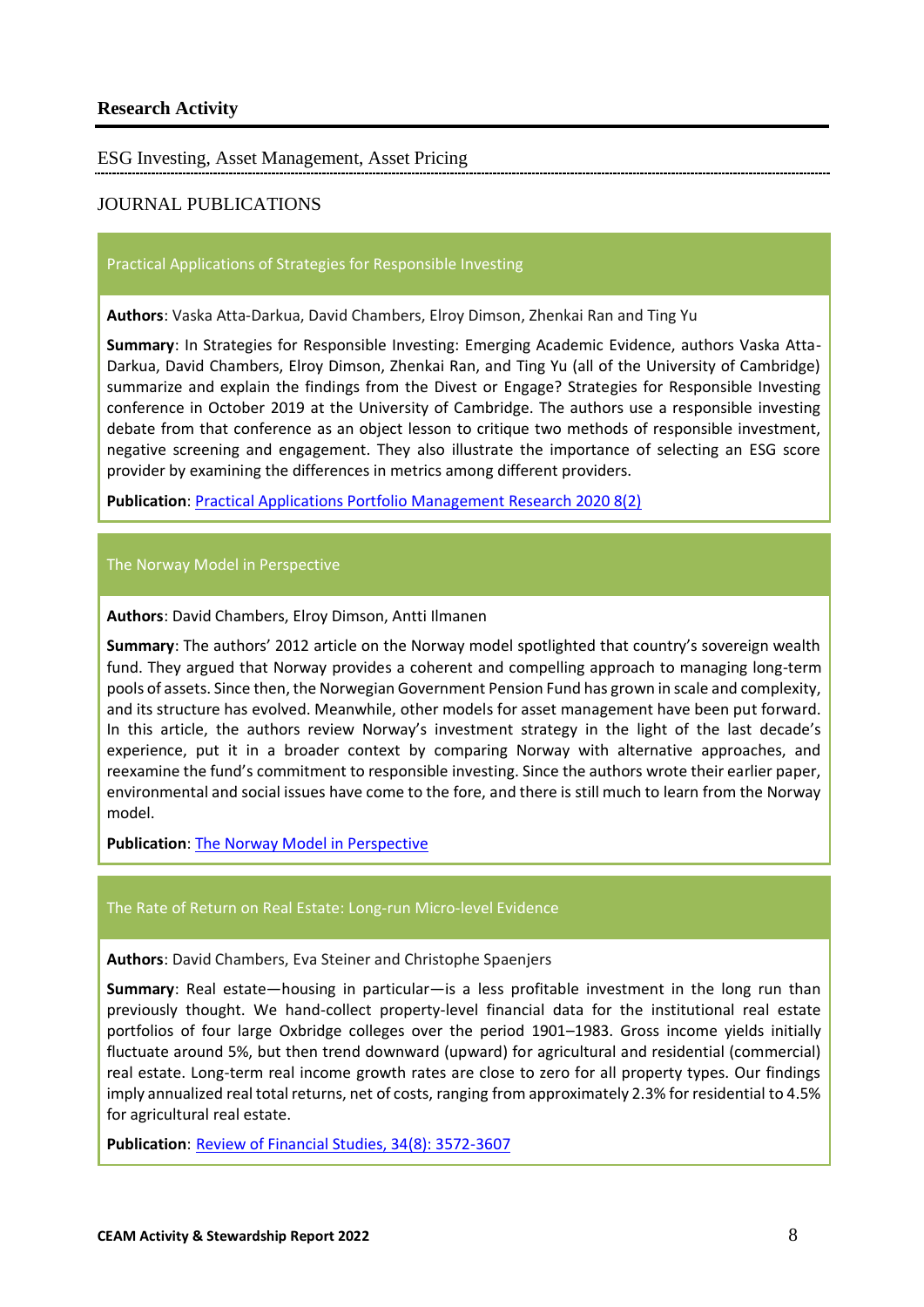## Research Activity

ESG Investing, Asset Management, Asset Pricing

### JOURNAL PUBLICATIONS

#### Practical Applications of Strategies for Responsible Investing

**Authors**: Vaska Atta-Darkua, David Chambers, Elroy Dimson, Zhenkai Ran and Ting Yu

**Summary**: In Strategies for Responsible Investing: Emerging Academic Evidence, authors Vaska Atta-Darkua, David Chambers, Elroy Dimson, Zhenkai Ran, and Ting Yu (all of the University of Cambridge) summarize and explain the findings from the Divest or Engage? Strategies for Responsible Investing conference in October 2019 at the University of Cambridge. The authors use a responsible investing debate from that conference as an object lesson to critique two methods of responsible investment, negative screening and engagement. They also illustrate the importance of selecting an ESG score provider by examining the differences in metrics among different providers.

**Publication**: Practical Applications Portfolio Management Research 2020 8(2)

#### The Norway Model in Perspective

**Authors**: David Chambers, Elroy Dimson, Antti Ilmanen

**Summary**: The authors' 2012 article on the Norway model spotlighted that country's sovereign wealth fund. They argued that Norway provides a coherent and compelling approach to managing long-term pools of assets. Since then, the Norwegian Government Pension Fund has grown in scale and complexity, and its structure has evolved. Meanwhile, other models for asset management have been put forward. In this article, the authors review Norway's investment strategy in the light of the last decade's experience, put it in a broader context by comparing Norway with alternative approaches, and reexamine the fund's commitment to responsible investing. Since the authors wrote their earlier paper, environmental and social issues have come to the fore, and there is still much to learn from the Norway model.

**Publication**: The Norway Model in Perspective

#### The Rate of Return on Real Estate: Long-run Micro-level Evidence

**Authors**: David Chambers, Eva Steiner and Christophe Spaenjers

**Summary**: Real estate—housing in particular—is a less profitable investment in the long run than previously thought. We hand-collect property-level financial data for the institutional real estate portfolios of four large Oxbridge colleges over the period 1901–1983. Gross income yields initially fluctuate around 5%, but then trend downward (upward) for agricultural and residential (commercial) real estate. Long-term real income growth rates are close to zero for all property types. Our findings imply annualized real total returns, net of costs, ranging from approximately 2.3% for residential to 4.5% for agricultural real estate.

**Publication**: Review of Financial Studies, 34(8): 3572-3607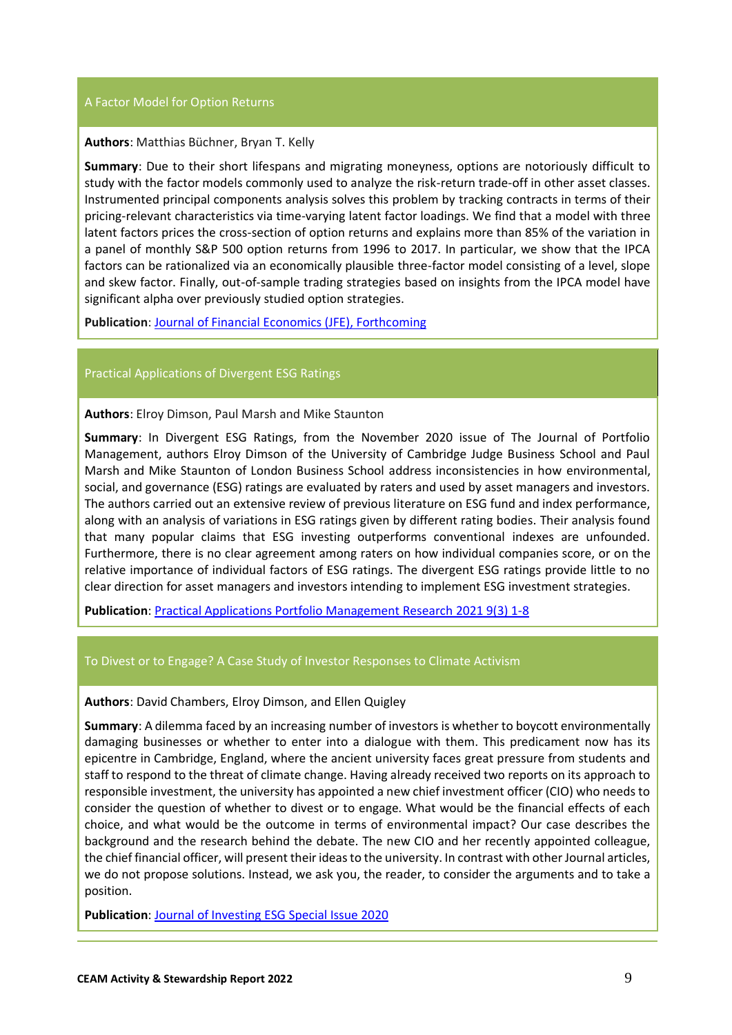## A Factor Model for Option Returns

**Authors**: Matthias Büchner, Bryan T. Kelly

**Summary**: Due to their short lifespans and migrating moneyness, options are notoriously difficult to study with the factor models commonly used to analyze the risk-return trade-off in other asset classes. Instrumented principal components analysis solves this problem by tracking contracts in terms of their pricing-relevant characteristics via time-varying latent factor loadings. We find that a model with three latent factors prices the cross-section of option returns and explains more than 85% of the variation in a panel of monthly S&P 500 option returns from 1996 to 2017. In particular, we show that the IPCA factors can be rationalized via an economically plausible three-factor model consisting of a level, slope and skew factor. Finally, out-of-sample trading strategies based on insights from the IPCA model have significant alpha over previously studied option strategies.

**Publication**: Journal of Financial Economics (JFE), Forthcoming

## Practical Applications of Divergent ESG Ratings

**Authors**: Elroy Dimson, Paul Marsh and Mike Staunton

**Summary**: In Divergent ESG Ratings, from the November 2020 issue of The Journal of Portfolio Management, authors Elroy Dimson of the University of Cambridge Judge Business School and Paul Marsh and Mike Staunton of London Business School address inconsistencies in how environmental, social, and governance (ESG) ratings are evaluated by raters and used by asset managers and investors. The authors carried out an extensive review of previous literature on ESG fund and index performance, along with an analysis of variations in ESG ratings given by different rating bodies. Their analysis found that many popular claims that ESG investing outperforms conventional indexes are unfounded. Furthermore, there is no clear agreement among raters on how individual companies score, or on the relative importance of individual factors of ESG ratings. The divergent ESG ratings provide little to no clear direction for asset managers and investors intending to implement ESG investment strategies.

**Publication**: Practical Applications Portfolio Management Research 2021 9(3) 1-8

## To Divest or to Engage? A Case Study of Investor Responses to Climate Activism

**Authors**: David Chambers, Elroy Dimson, and Ellen Quigley

**Summary**: A dilemma faced by an increasing number of investors is whether to boycott environmentally damaging businesses or whether to enter into a dialogue with them. This predicament now has its epicentre in Cambridge, England, where the ancient university faces great pressure from students and staff to respond to the threat of climate change. Having already received two reports on its approach to responsible investment, the university has appointed a new chief investment officer (CIO) who needs to consider the question of whether to divest or to engage. What would be the financial effects of each choice, and what would be the outcome in terms of environmental impact? Our case describes the background and the research behind the debate. The new CIO and her recently appointed colleague, the chief financial officer, will present their ideas to the university. In contrast with other Journal articles, we do not propose solutions. Instead, we ask you, the reader, to consider the arguments and to take a position.

**Publication**: Journal of Investing ESG Special Issue 2020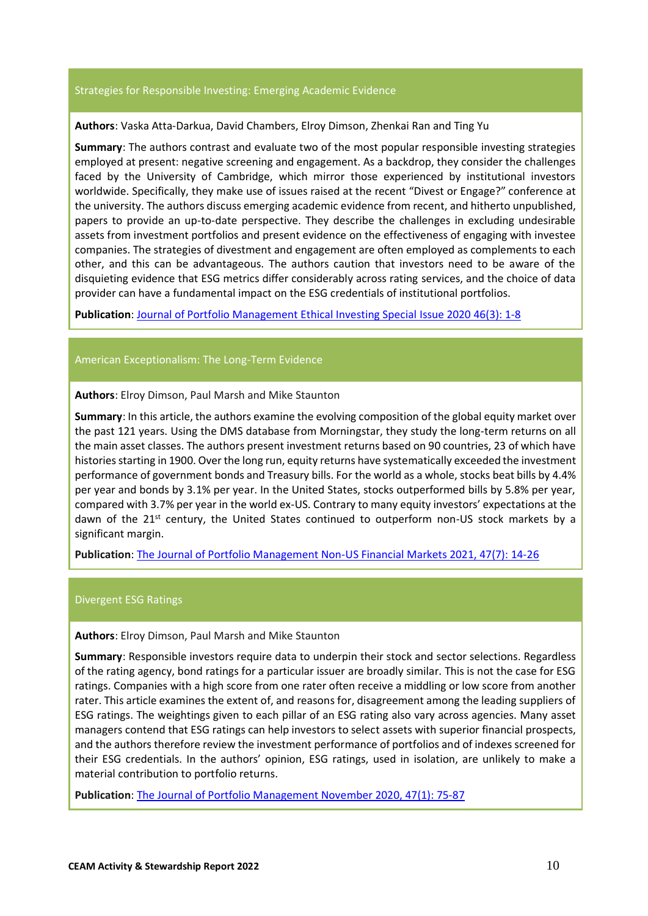### Strategies for Responsible Investing: Emerging Academic Evidence

**Authors**: Vaska Atta-Darkua, David Chambers, Elroy Dimson, Zhenkai Ran and Ting Yu

**Summary**: The authors contrast and evaluate two of the most popular responsible investing strategies employed at present: negative screening and engagement. As a backdrop, they consider the challenges faced by the University of Cambridge, which mirror those experienced by institutional investors worldwide. Specifically, they make use of issues raised at the recent "Divest or Engage?" conference at the university. The authors discuss emerging academic evidence from recent, and hitherto unpublished, papers to provide an up-to-date perspective. They describe the challenges in excluding undesirable assets from investment portfolios and present evidence on the effectiveness of engaging with investee companies. The strategies of divestment and engagement are often employed as complements to each other, and this can be advantageous. The authors caution that investors need to be aware of the disquieting evidence that ESG metrics differ considerably across rating services, and the choice of data provider can have a fundamental impact on the ESG credentials of institutional portfolios.

**Publication**: Journal of Portfolio Management Ethical Investing Special Issue 2020 46(3): 1-8

### American Exceptionalism: The Long-Term Evidence

**Authors**: Elroy Dimson, Paul Marsh and Mike Staunton

**Summary**: In this article, the authors examine the evolving composition of the global equity market over the past 121 years. Using the DMS database from Morningstar, they study the long-term returns on all the main asset classes. The authors present investment returns based on 90 countries, 23 of which have histories starting in 1900. Over the long run, equity returns have systematically exceeded the investment performance of government bonds and Treasury bills. For the world as a whole, stocks beat bills by 4.4% per year and bonds by 3.1% per year. In the United States, stocks outperformed bills by 5.8% per year, compared with 3.7% per year in the world ex-US. Contrary to many equity investors' expectations at the dawn of the 21st century, the United States continued to outperform non-US stock markets by a significant margin.

**Publication**: The Journal of Portfolio Management Non-US Financial Markets 2021, 47(7): 14-26

### Divergent ESG Ratings

**Authors**: Elroy Dimson, Paul Marsh and Mike Staunton

**Summary**: Responsible investors require data to underpin their stock and sector selections. Regardless of the rating agency, bond ratings for a particular issuer are broadly similar. This is not the case for ESG ratings. Companies with a high score from one rater often receive a middling or low score from another rater. This article examines the extent of, and reasons for, disagreement among the leading suppliers of ESG ratings. The weightings given to each pillar of an ESG rating also vary across agencies. Many asset managers contend that ESG ratings can help investors to select assets with superior financial prospects, and the authors therefore review the investment performance of portfolios and of indexes screened for their ESG credentials. In the authors' opinion, ESG ratings, used in isolation, are unlikely to make a material contribution to portfolio returns.

**Publication**: The Journal of Portfolio Management November 2020, 47(1): 75-87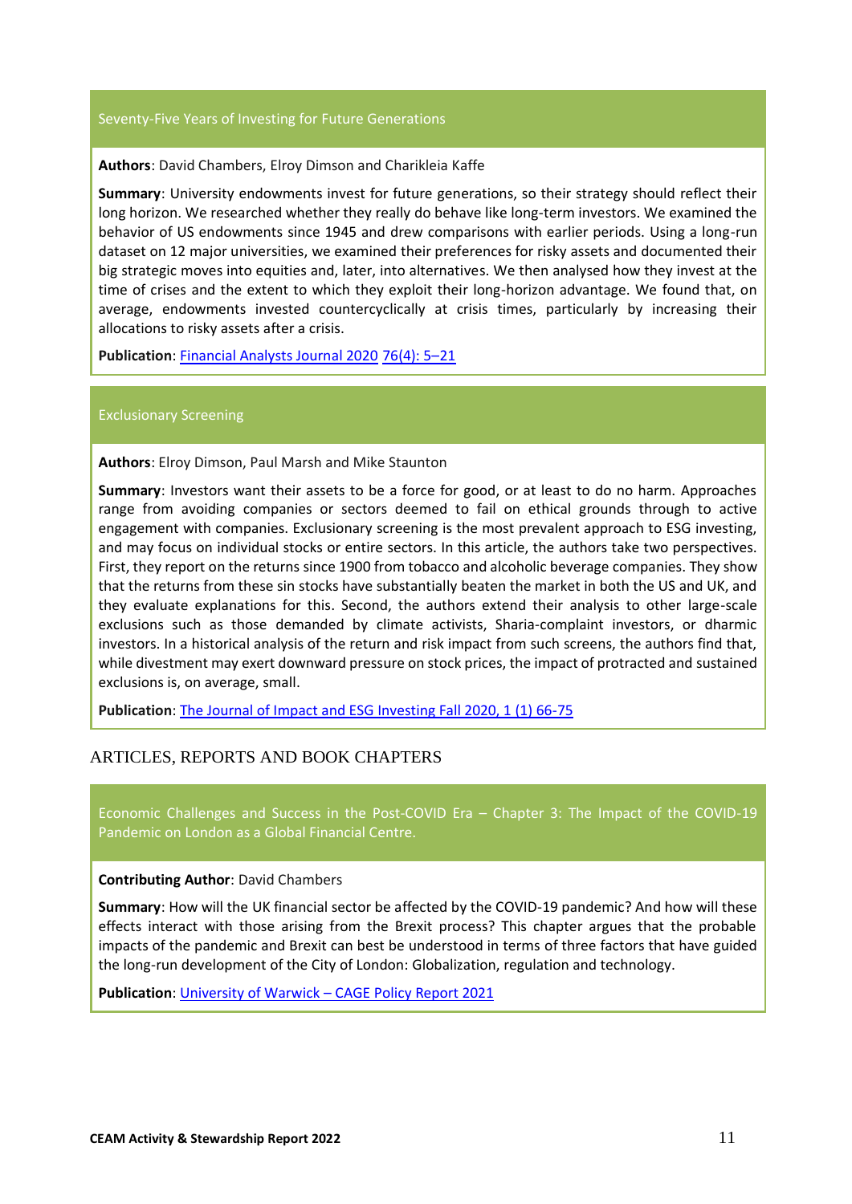### Seventy-Five Years of Investing for Future Generations

**Authors**: David Chambers, Elroy Dimson and Charikleia Kaffe

**Summary**: University endowments invest for future generations, so their strategy should reflect their long horizon. We researched whether they really do behave like long-term investors. We examined the behavior of US endowments since 1945 and drew comparisons with earlier periods. Using a long-run dataset on 12 major universities, we examined their preferences for risky assets and documented their big strategic moves into equities and, later, into alternatives. We then analysed how they invest at the time of crises and the extent to which they exploit their long-horizon advantage. We found that, on average, endowments invested countercyclically at crisis times, particularly by increasing their allocations to risky assets after a crisis.

**Publication**: Financial Analysts Journal 2020 76(4): 5–21

### Exclusionary Screening

**Authors**: Elroy Dimson, Paul Marsh and Mike Staunton

**Summary**: Investors want their assets to be a force for good, or at least to do no harm. Approaches range from avoiding companies or sectors deemed to fail on ethical grounds through to active engagement with companies. Exclusionary screening is the most prevalent approach to ESG investing, and may focus on individual stocks or entire sectors. In this article, the authors take two perspectives. First, they report on the returns since 1900 from tobacco and alcoholic beverage companies. They show that the returns from these sin stocks have substantially beaten the market in both the US and UK, and they evaluate explanations for this. Second, the authors extend their analysis to other large-scale exclusions such as those demanded by climate activists, Sharia-complaint investors, or dharmic investors. In a historical analysis of the return and risk impact from such screens, the authors find that, while divestment may exert downward pressure on stock prices, the impact of protracted and sustained exclusions is, on average, small.

**Publication**: The Journal of Impact and ESG Investing Fall 2020, 1 (1) 66-75

## ARTICLES, REPORTS AND BOOK CHAPTERS

### Economic Challenges and Success in the Post-COVID Era – Chapter 3: The Impact of the COVID-19 Pandemic on London as a Global Financial Centre.

**Contributing Author**: David Chambers

**Summary**: How will the UK financial sector be affected by the COVID-19 pandemic? And how will these effects interact with those arising from the Brexit process? This chapter argues that the probable impacts of the pandemic and Brexit can best be understood in terms of three factors that have guided the long-run development of the City of London: Globalization, regulation and technology.

**Publication**: University of Warwick – CAGE Policy Report 2021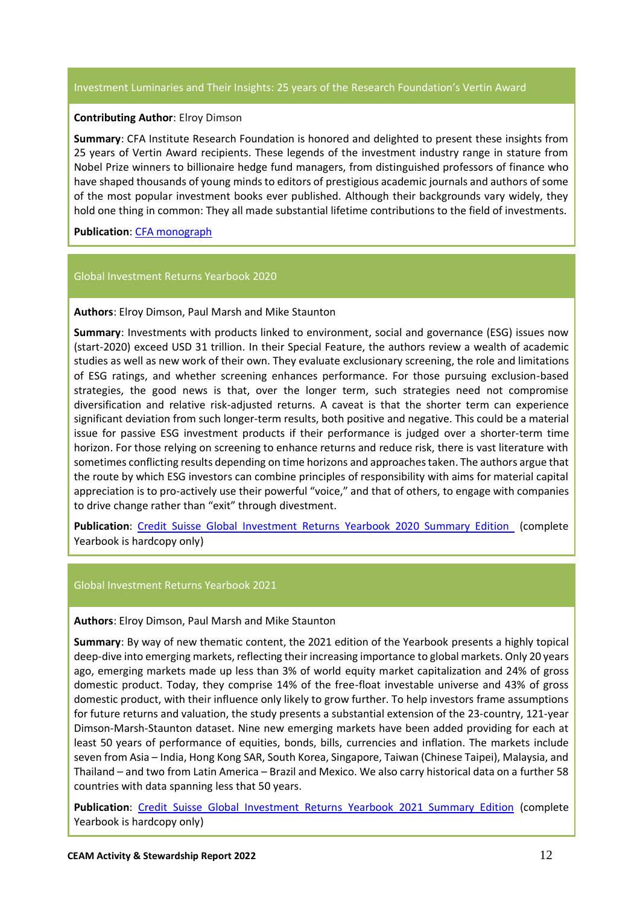### Investment Luminaries and Their Insights: 25 years of the Research Foundation's Vertin Award

**Contributing Author**: Elroy Dimson

**Summary**: CFA Institute Research Foundation is honored and delighted to present these insights from 25 years of Vertin Award recipients. These legends of the investment industry range in stature from Nobel Prize winners to billionaire hedge fund managers, from distinguished professors of finance who have shaped thousands of young minds to editors of prestigious academic journals and authors of some of the most popular investment books ever published. Although their backgrounds vary widely, they hold one thing in common: They all made substantial lifetime contributions to the field of investments.

**Publication**: CFA monograph

### Global Investment Returns Yearbook 2020

**Authors**: Elroy Dimson, Paul Marsh and Mike Staunton

**Summary**: Investments with products linked to environment, social and governance (ESG) issues now (start-2020) exceed USD 31 trillion. In their Special Feature, the authors review a wealth of academic studies as well as new work of their own. They evaluate exclusionary screening, the role and limitations of ESG ratings, and whether screening enhances performance. For those pursuing exclusion-based strategies, the good news is that, over the longer term, such strategies need not compromise diversification and relative risk-adjusted returns. A caveat is that the shorter term can experience significant deviation from such longer-term results, both positive and negative. This could be a material issue for passive ESG investment products if their performance is judged over a shorter-term time horizon. For those relying on screening to enhance returns and reduce risk, there is vast literature with sometimes conflicting results depending on time horizons and approaches taken. The authors argue that the route by which ESG investors can combine principles of responsibility with aims for material capital appreciation is to pro-actively use their powerful "voice," and that of others, to engage with companies to drive change rather than "exit" through divestment.

**Publication**: Credit Suisse Global Investment Returns Yearbook 2020 Summary Edition (complete Yearbook is hardcopy only)

### Global Investment Returns Yearbook 2021

**Authors**: Elroy Dimson, Paul Marsh and Mike Staunton

**Summary**: By way of new thematic content, the 2021 edition of the Yearbook presents a highly topical deep-dive into emerging markets, reflecting their increasing importance to global markets. Only 20 years ago, emerging markets made up less than 3% of world equity market capitalization and 24% of gross domestic product. Today, they comprise 14% of the free-float investable universe and 43% of gross domestic product, with their influence only likely to grow further. To help investors frame assumptions for future returns and valuation, the study presents a substantial extension of the 23-country, 121-year Dimson-Marsh-Staunton dataset. Nine new emerging markets have been added providing for each at least 50 years of performance of equities, bonds, bills, currencies and inflation. The markets include seven from Asia – India, Hong Kong SAR, South Korea, Singapore, Taiwan (Chinese Taipei), Malaysia, and Thailand – and two from Latin America – Brazil and Mexico. We also carry historical data on a further 58 countries with data spanning less that 50 years.

**Publication**: Credit Suisse Global Investment Returns Yearbook 2021 Summary Edition (complete Yearbook is hardcopy only)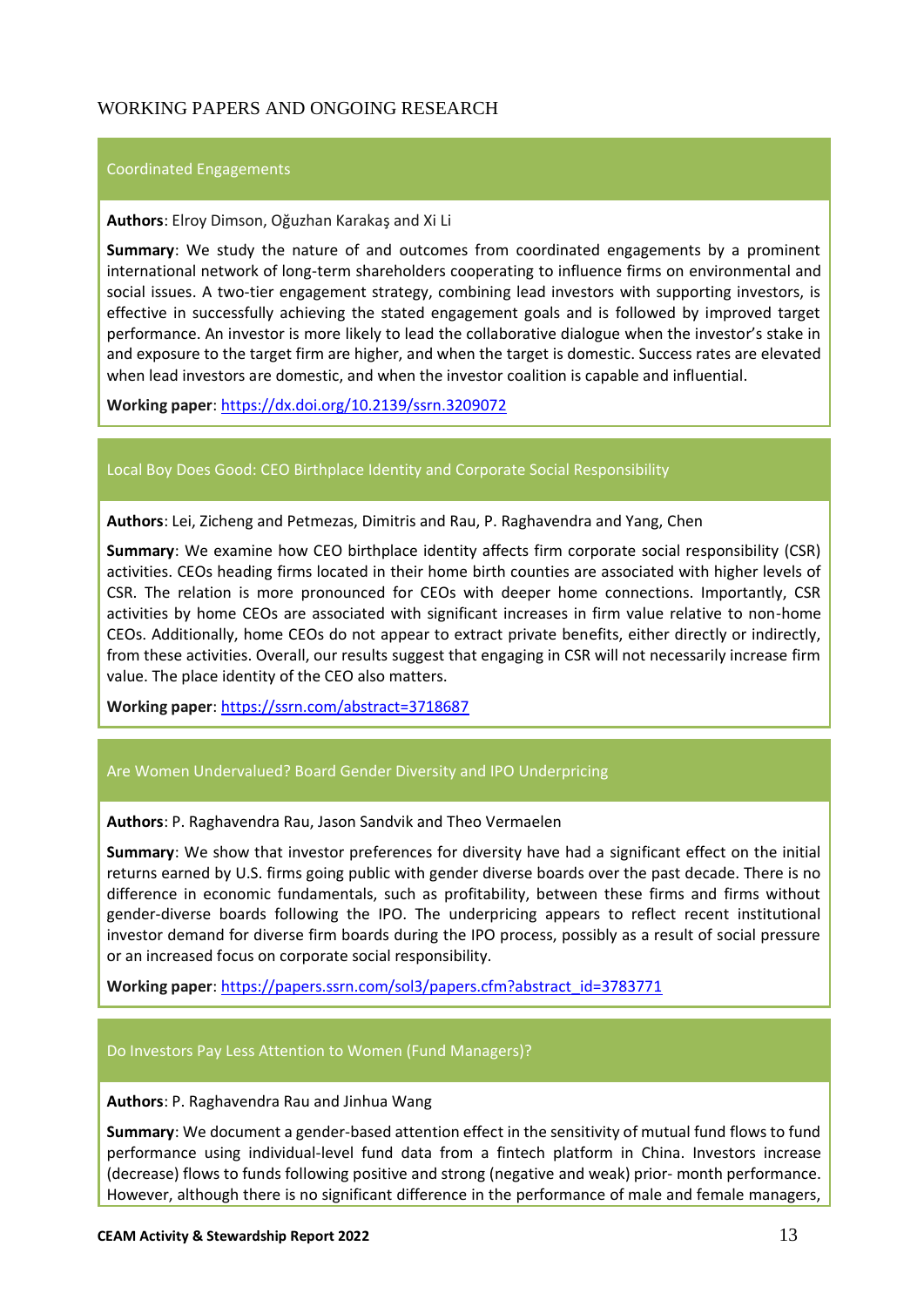## WORKING PAPERS AND ONGOING RESEARCH

### Coordinated Engagements

**Authors**: Elroy Dimson, Oğuzhan Karakaş and Xi Li

**Summary**: We study the nature of and outcomes from coordinated engagements by a prominent international network of long-term shareholders cooperating to influence firms on environmental and social issues. A two-tier engagement strategy, combining lead investors with supporting investors, is effective in successfully achieving the stated engagement goals and is followed by improved target performance. An investor is more likely to lead the collaborative dialogue when the investor's stake in and exposure to the target firm are higher, and when the target is domestic. Success rates are elevated when lead investors are domestic, and when the investor coalition is capable and influential.

**Working paper**: https://dx.doi.org/10.2139/ssrn.3209072

### Local Boy Does Good: CEO Birthplace Identity and Corporate Social Responsibility

**Authors**: Lei, Zicheng and Petmezas, Dimitris and Rau, P. Raghavendra and Yang, Chen

**Summary**: We examine how CEO birthplace identity affects firm corporate social responsibility (CSR) activities. CEOs heading firms located in their home birth counties are associated with higher levels of CSR. The relation is more pronounced for CEOs with deeper home connections. Importantly, CSR activities by home CEOs are associated with significant increases in firm value relative to non-home CEOs. Additionally, home CEOs do not appear to extract private benefits, either directly or indirectly, from these activities. Overall, our results suggest that engaging in CSR will not necessarily increase firm value. The place identity of the CEO also matters.

**Working paper**: https://ssrn.com/abstract=3718687

### Are Women Undervalued? Board Gender Diversity and IPO Underpricing

**Authors**: P. Raghavendra Rau, Jason Sandvik and Theo Vermaelen

**Summary**: We show that investor preferences for diversity have had a significant effect on the initial returns earned by U.S. firms going public with gender diverse boards over the past decade. There is no difference in economic fundamentals, such as profitability, between these firms and firms without gender-diverse boards following the IPO. The underpricing appears to reflect recent institutional investor demand for diverse firm boards during the IPO process, possibly as a result of social pressure or an increased focus on corporate social responsibility.

**Working paper**: https://papers.ssrn.com/sol3/papers.cfm?abstract_id=3783771

### Do Investors Pay Less Attention to Women (Fund Managers)?

**Authors**: P. Raghavendra Rau and Jinhua Wang

**Summary**: We document a gender-based attention effect in the sensitivity of mutual fund flows to fund performance using individual-level fund data from a fintech platform in China. Investors increase (decrease) flows to funds following positive and strong (negative and weak) prior- month performance. However, although there is no significant difference in the performance of male and female managers,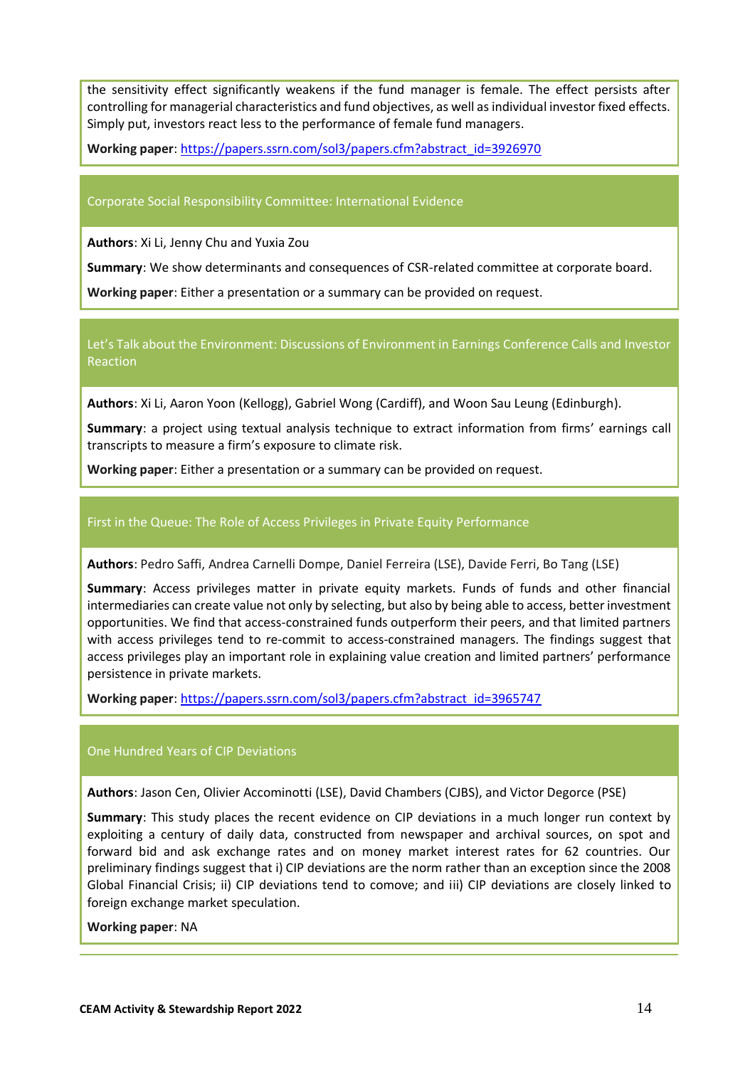the sensitivity effect significantly weakens if the fund manager is female. The effect persists after controlling for managerial characteristics and fund objectives, as well as individual investor fixed effects. Simply put, investors react less to the performance of female fund managers.

**Working paper**: https://papers.ssrn.com/sol3/papers.cfm?abstract_id=3926970

### Corporate Social Responsibility Committee: International Evidence

**Authors**: Xi Li, Jenny Chu and Yuxia Zou

**Summary**: We show determinants and consequences of CSR-related committee at corporate board.

**Working paper**: Either a presentation or a summary can be provided on request.

### Let's Talk about the Environment: Discussions of Environment in Earnings Conference Calls and Investor Reaction

**Authors**: Xi Li, Aaron Yoon (Kellogg), Gabriel Wong (Cardiff), and Woon Sau Leung (Edinburgh).

**Summary**: a project using textual analysis technique to extract information from firms' earnings call transcripts to measure a firm's exposure to climate risk.

**Working paper**: Either a presentation or a summary can be provided on request.

### First in the Queue: The Role of Access Privileges in Private Equity Performance

**Authors**: Pedro Saffi, Andrea Carnelli Dompe, Daniel Ferreira (LSE), Davide Ferri, Bo Tang (LSE)

**Summary**: Access privileges matter in private equity markets. Funds of funds and other financial intermediaries can create value not only by selecting, but also by being able to access, better investment opportunities. We find that access-constrained funds outperform their peers, and that limited partners with access privileges tend to re-commit to access-constrained managers. The findings suggest that access privileges play an important role in explaining value creation and limited partners' performance persistence in private markets.

**Working paper**: https://papers.ssrn.com/sol3/papers.cfm?abstract_id=3965747

### One Hundred Years of CIP Deviations

**Authors**: Jason Cen, Olivier Accominotti (LSE), David Chambers (CJBS), and Victor Degorce (PSE)

**Summary**: This study places the recent evidence on CIP deviations in a much longer run context by exploiting a century of daily data, constructed from newspaper and archival sources, on spot and forward bid and ask exchange rates and on money market interest rates for 62 countries. Our preliminary findings suggest that i) CIP deviations are the norm rather than an exception since the 2008 Global Financial Crisis; ii) CIP deviations tend to comove; and iii) CIP deviations are closely linked to foreign exchange market speculation.

**Working paper**: NA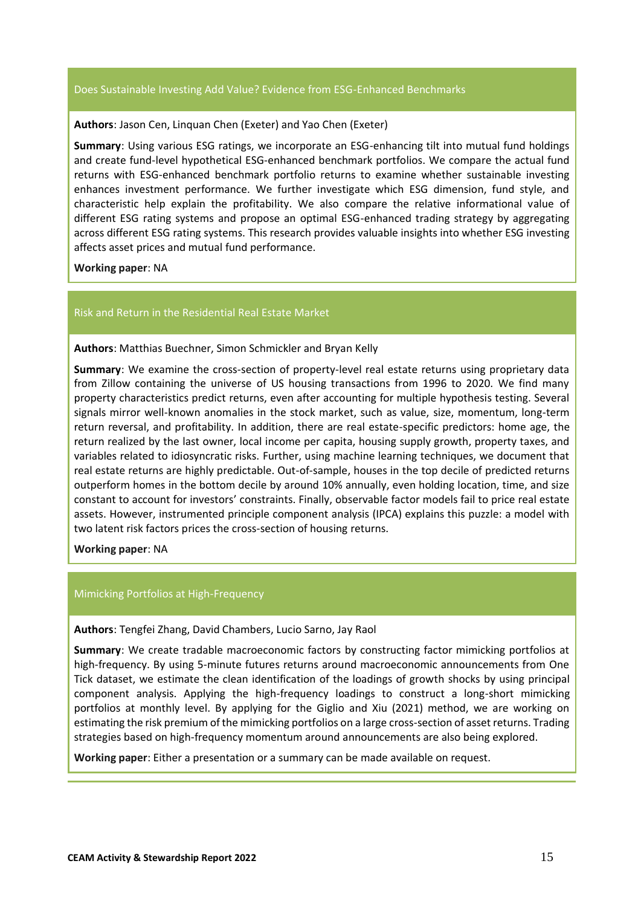## Does Sustainable Investing Add Value? Evidence from ESG-Enhanced Benchmarks

**Authors**: Jason Cen, Linquan Chen (Exeter) and Yao Chen (Exeter)

**Summary**: Using various ESG ratings, we incorporate an ESG-enhancing tilt into mutual fund holdings and create fund-level hypothetical ESG-enhanced benchmark portfolios. We compare the actual fund returns with ESG-enhanced benchmark portfolio returns to examine whether sustainable investing enhances investment performance. We further investigate which ESG dimension, fund style, and characteristic help explain the profitability. We also compare the relative informational value of different ESG rating systems and propose an optimal ESG-enhanced trading strategy by aggregating across different ESG rating systems. This research provides valuable insights into whether ESG investing affects asset prices and mutual fund performance.

**Working paper**: NA

## Risk and Return in the Residential Real Estate Market

**Authors**: Matthias Buechner, Simon Schmickler and Bryan Kelly

**Summary**: We examine the cross-section of property-level real estate returns using proprietary data from Zillow containing the universe of US housing transactions from 1996 to 2020. We find many property characteristics predict returns, even after accounting for multiple hypothesis testing. Several signals mirror well-known anomalies in the stock market, such as value, size, momentum, long-term return reversal, and profitability. In addition, there are real estate-specific predictors: home age, the return realized by the last owner, local income per capita, housing supply growth, property taxes, and variables related to idiosyncratic risks. Further, using machine learning techniques, we document that real estate returns are highly predictable. Out-of-sample, houses in the top decile of predicted returns outperform homes in the bottom decile by around 10% annually, even holding location, time, and size constant to account for investors' constraints. Finally, observable factor models fail to price real estate assets. However, instrumented principle component analysis (IPCA) explains this puzzle: a model with two latent risk factors prices the cross-section of housing returns.

**Working paper**: NA

## Mimicking Portfolios at High-Frequency

**Authors**: Tengfei Zhang, David Chambers, Lucio Sarno, Jay Raol

**Summary**: We create tradable macroeconomic factors by constructing factor mimicking portfolios at high-frequency. By using 5-minute futures returns around macroeconomic announcements from One Tick dataset, we estimate the clean identification of the loadings of growth shocks by using principal component analysis. Applying the high-frequency loadings to construct a long-short mimicking portfolios at monthly level. By applying for the Giglio and Xiu (2021) method, we are working on estimating the risk premium of the mimicking portfolios on a large cross-section of asset returns. Trading strategies based on high-frequency momentum around announcements are also being explored.

**Working paper**: Either a presentation or a summary can be made available on request.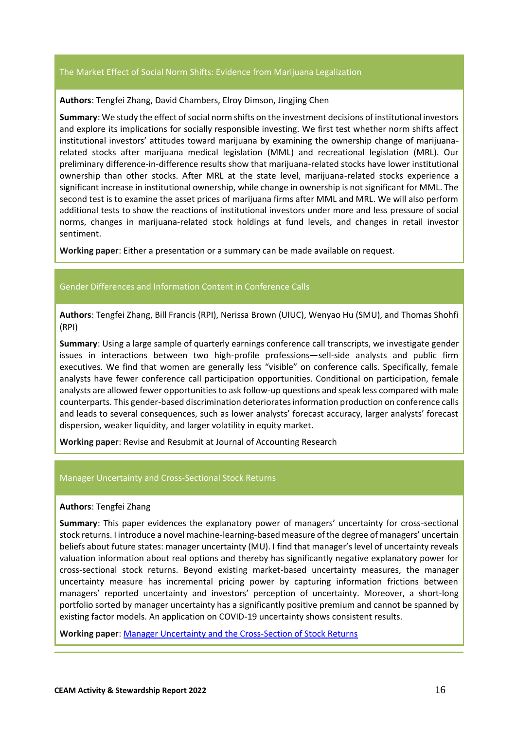### The Market Effect of Social Norm Shifts: Evidence from Marijuana Legalization

**Authors**: Tengfei Zhang, David Chambers, Elroy Dimson, Jingjing Chen

**Summary**: We study the effect of social norm shifts on the investment decisions of institutional investors and explore its implications for socially responsible investing. We first test whether norm shifts affect institutional investors' attitudes toward marijuana by examining the ownership change of marijuana-related stocks after marijuana medical legislation (MML) and recreational legislation (MRL). Our preliminary difference-in-difference results show that marijuana-related stocks have lower institutional ownership than other stocks. After MRL at the state level, marijuana-related stocks experience a significant increase in institutional ownership, while change in ownership is not significant for MML. The second test is to examine the asset prices of marijuana firms after MML and MRL. We will also perform additional tests to show the reactions of institutional investors under more and less pressure of social norms, changes in marijuana-related stock holdings at fund levels, and changes in retail investor sentiment.

**Working paper**: Either a presentation or a summary can be made available on request.

### Gender Differences and Information Content in Conference Calls

**Authors**: Tengfei Zhang, Bill Francis (RPI), Nerissa Brown (UIUC), Wenyao Hu (SMU), and Thomas Shohfi (RPI)

**Summary**: Using a large sample of quarterly earnings conference call transcripts, we investigate gender issues in interactions between two high-profile professions—sell-side analysts and public firm executives. We find that women are generally less "visible" on conference calls. Specifically, female analysts have fewer conference call participation opportunities. Conditional on participation, female analysts are allowed fewer opportunities to ask follow-up questions and speak less compared with male counterparts. This gender-based discrimination deteriorates information production on conference calls and leads to several consequences, such as lower analysts' forecast accuracy, larger analysts' forecast dispersion, weaker liquidity, and larger volatility in equity market.

**Working paper**: Revise and Resubmit at Journal of Accounting Research

### Manager Uncertainty and Cross-Sectional Stock Returns

**Authors**: Tengfei Zhang

**Summary**: This paper evidences the explanatory power of managers' uncertainty for cross-sectional stock returns. I introduce a novel machine-learning-based measure of the degree of managers' uncertain beliefs about future states: manager uncertainty (MU). I find that manager's level of uncertainty reveals valuation information about real options and thereby has significantly negative explanatory power for cross-sectional stock returns. Beyond existing market-based uncertainty measures, the manager uncertainty measure has incremental pricing power by capturing information frictions between managers' reported uncertainty and investors' perception of uncertainty. Moreover, a short-long portfolio sorted by manager uncertainty has a significantly positive premium and cannot be spanned by existing factor models. An application on COVID-19 uncertainty shows consistent results.

**Working paper**: Manager Uncertainty and the Cross-Section of Stock Returns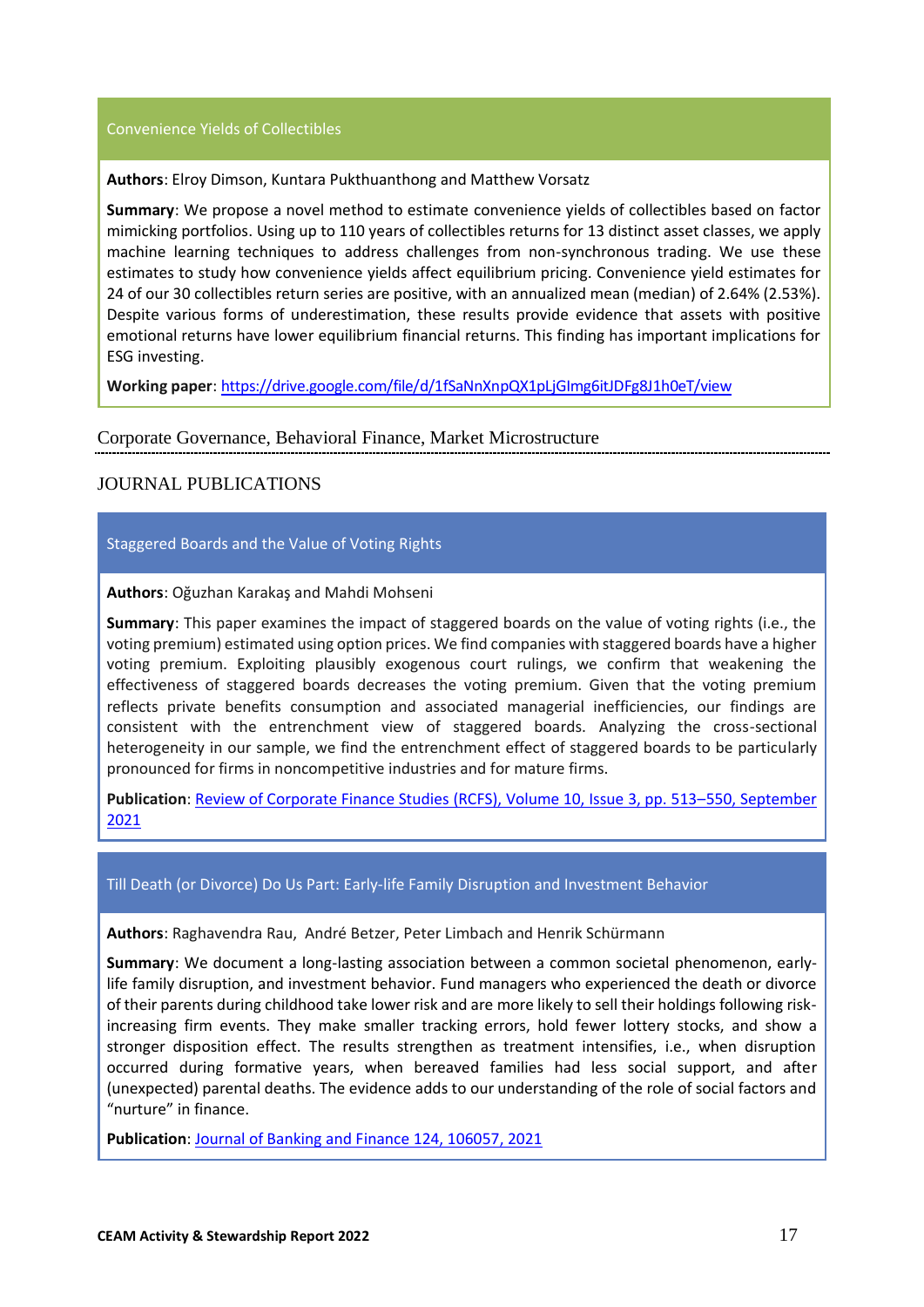### Convenience Yields of Collectibles

**Authors**: Elroy Dimson, Kuntara Pukthuanthong and Matthew Vorsatz

**Summary**: We propose a novel method to estimate convenience yields of collectibles based on factor mimicking portfolios. Using up to 110 years of collectibles returns for 13 distinct asset classes, we apply machine learning techniques to address challenges from non-synchronous trading. We use these estimates to study how convenience yields affect equilibrium pricing. Convenience yield estimates for 24 of our 30 collectibles return series are positive, with an annualized mean (median) of 2.64% (2.53%). Despite various forms of underestimation, these results provide evidence that assets with positive emotional returns have lower equilibrium financial returns. This finding has important implications for ESG investing.

**Working paper**: [https://drive.google.com/file/d/1fSaNnXnpQX1pLjGImg6itJDFg8J1h0eT/view](https://drive.google.com/file/d/1fSaNnXnpQX1pLjGImg6itJDFg8J1h0eT/view)

## Corporate Governance, Behavioral Finance, Market Microstructure

## JOURNAL PUBLICATIONS

### Staggered Boards and the Value of Voting Rights

**Authors**: Oğuzhan Karakaş and Mahdi Mohseni

**Summary**: This paper examines the impact of staggered boards on the value of voting rights (i.e., the voting premium) estimated using option prices. We find companies with staggered boards have a higher voting premium. Exploiting plausibly exogenous court rulings, we confirm that weakening the effectiveness of staggered boards decreases the voting premium. Given that the voting premium reflects private benefits consumption and associated managerial inefficiencies, our findings are consistent with the entrenchment view of staggered boards. Analyzing the cross-sectional heterogeneity in our sample, we find the entrenchment effect of staggered boards to be particularly pronounced for firms in noncompetitive industries and for mature firms.

**Publication**: Review of Corporate Finance Studies (RCFS), Volume 10, Issue 3, pp. 513–550, September 2021

### Till Death (or Divorce) Do Us Part: Early-life Family Disruption and Investment Behavior

**Authors**: Raghavendra Rau, André Betzer, Peter Limbach and Henrik Schürmann

**Summary**: We document a long-lasting association between a common societal phenomenon, early-life family disruption, and investment behavior. Fund managers who experienced the death or divorce of their parents during childhood take lower risk and are more likely to sell their holdings following risk-increasing firm events. They make smaller tracking errors, hold fewer lottery stocks, and show a stronger disposition effect. The results strengthen as treatment intensifies, i.e., when disruption occurred during formative years, when bereaved families had less social support, and after (unexpected) parental deaths. The evidence adds to our understanding of the role of social factors and "nurture" in finance.

**Publication**: Journal of Banking and Finance 124, 106057, 2021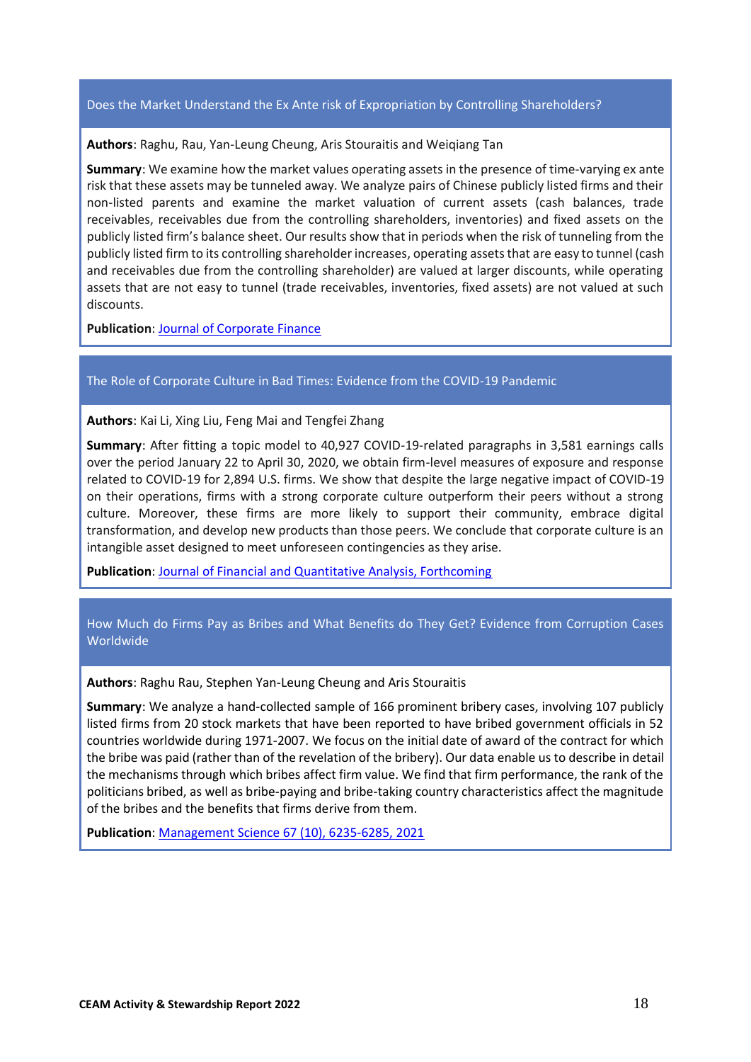### Does the Market Understand the Ex Ante risk of Expropriation by Controlling Shareholders?

**Authors**: Raghu, Rau, Yan-Leung Cheung, Aris Stouraitis and Weiqiang Tan

**Summary**: We examine how the market values operating assets in the presence of time-varying ex ante risk that these assets may be tunneled away. We analyze pairs of Chinese publicly listed firms and their non-listed parents and examine the market valuation of current assets (cash balances, trade receivables, receivables due from the controlling shareholders, inventories) and fixed assets on the publicly listed firm's balance sheet. Our results show that in periods when the risk of tunneling from the publicly listed firm to its controlling shareholder increases, operating assets that are easy to tunnel (cash and receivables due from the controlling shareholder) are valued at larger discounts, while operating assets that are not easy to tunnel (trade receivables, inventories, fixed assets) are not valued at such discounts.

**Publication**: Journal of Corporate Finance

### The Role of Corporate Culture in Bad Times: Evidence from the COVID-19 Pandemic

**Authors**: Kai Li, Xing Liu, Feng Mai and Tengfei Zhang

**Summary**: After fitting a topic model to 40,927 COVID-19-related paragraphs in 3,581 earnings calls over the period January 22 to April 30, 2020, we obtain firm-level measures of exposure and response related to COVID-19 for 2,894 U.S. firms. We show that despite the large negative impact of COVID-19 on their operations, firms with a strong corporate culture outperform their peers without a strong culture. Moreover, these firms are more likely to support their community, embrace digital transformation, and develop new products than those peers. We conclude that corporate culture is an intangible asset designed to meet unforeseen contingencies as they arise.

**Publication**: Journal of Financial and Quantitative Analysis, Forthcoming

### How Much do Firms Pay as Bribes and What Benefits do They Get? Evidence from Corruption Cases Worldwide

**Authors**: Raghu Rau, Stephen Yan-Leung Cheung and Aris Stouraitis

**Summary**: We analyze a hand-collected sample of 166 prominent bribery cases, involving 107 publicly listed firms from 20 stock markets that have been reported to have bribed government officials in 52 countries worldwide during 1971-2007. We focus on the initial date of award of the contract for which the bribe was paid (rather than of the revelation of the bribery). Our data enable us to describe in detail the mechanisms through which bribes affect firm value. We find that firm performance, the rank of the politicians bribed, as well as bribe-paying and bribe-taking country characteristics affect the magnitude of the bribes and the benefits that firms derive from them.

**Publication**: Management Science 67 (10), 6235-6285, 2021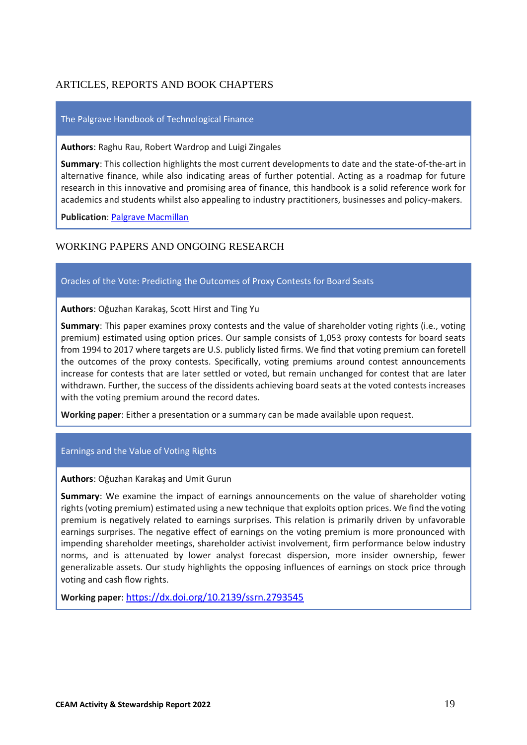## ARTICLES, REPORTS AND BOOK CHAPTERS

### The Palgrave Handbook of Technological Finance

**Authors**: Raghu Rau, Robert Wardrop and Luigi Zingales

**Summary**: This collection highlights the most current developments to date and the state-of-the-art in alternative finance, while also indicating areas of further potential. Acting as a roadmap for future research in this innovative and promising area of finance, this handbook is a solid reference work for academics and students whilst also appealing to industry practitioners, businesses and policy-makers.

**Publication**: Palgrave Macmillan

## WORKING PAPERS AND ONGOING RESEARCH

### Oracles of the Vote: Predicting the Outcomes of Proxy Contests for Board Seats

**Authors**: Oğuzhan Karakaş, Scott Hirst and Ting Yu

**Summary**: This paper examines proxy contests and the value of shareholder voting rights (i.e., voting premium) estimated using option prices. Our sample consists of 1,053 proxy contests for board seats from 1994 to 2017 where targets are U.S. publicly listed firms. We find that voting premium can foretell the outcomes of the proxy contests. Specifically, voting premiums around contest announcements increase for contests that are later settled or voted, but remain unchanged for contest that are later withdrawn. Further, the success of the dissidents achieving board seats at the voted contests increases with the voting premium around the record dates.

**Working paper**: Either a presentation or a summary can be made available upon request.

### Earnings and the Value of Voting Rights

**Authors**: Oğuzhan Karakaş and Umit Gurun

**Summary**: We examine the impact of earnings announcements on the value of shareholder voting rights (voting premium) estimated using a new technique that exploits option prices. We find the voting premium is negatively related to earnings surprises. This relation is primarily driven by unfavorable earnings surprises. The negative effect of earnings on the voting premium is more pronounced with impending shareholder meetings, shareholder activist involvement, firm performance below industry norms, and is attenuated by lower analyst forecast dispersion, more insider ownership, fewer generalizable assets. Our study highlights the opposing influences of earnings on stock price through voting and cash flow rights.

**Working paper**: https://dx.doi.org/10.2139/ssrn.2793545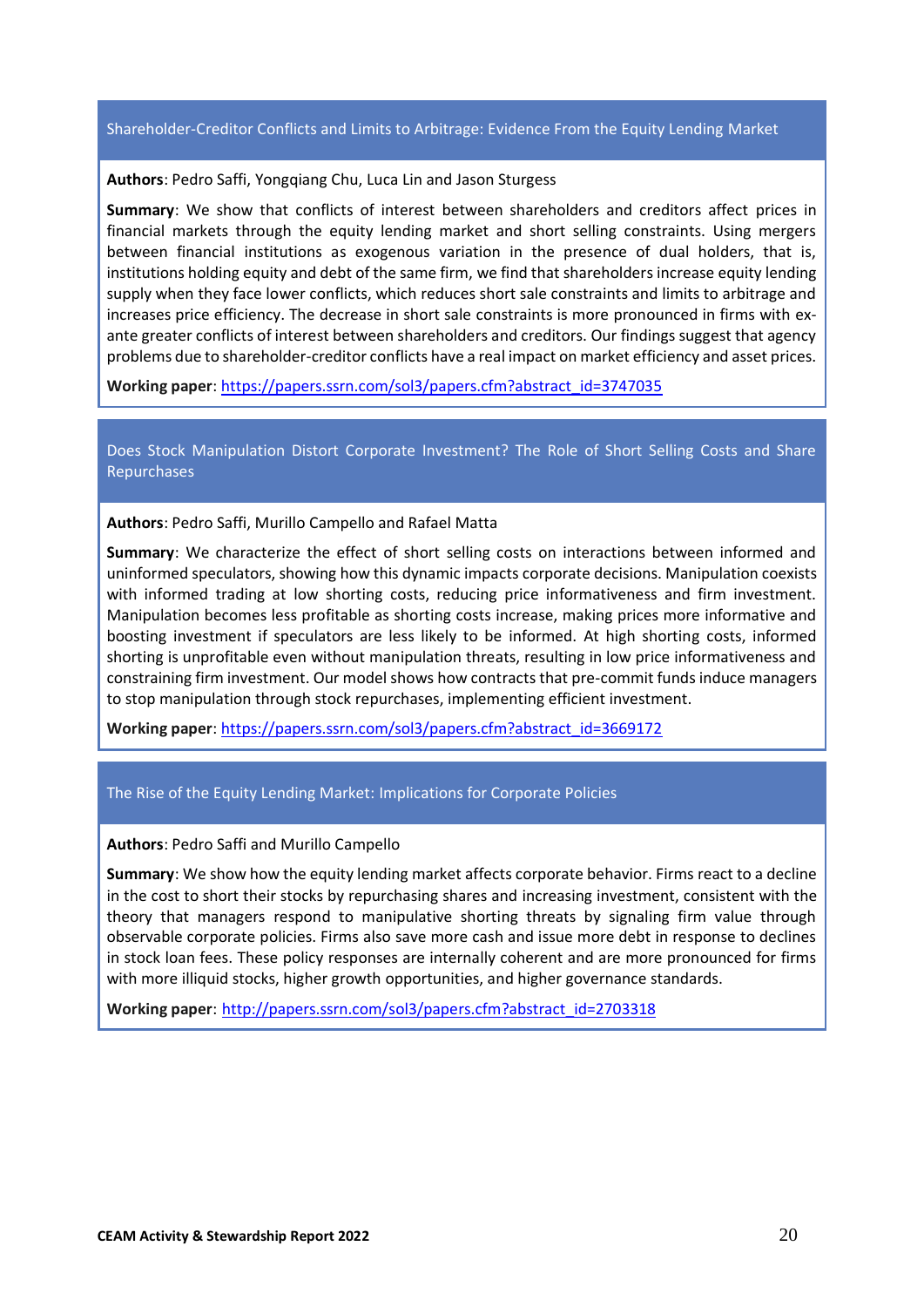### Shareholder-Creditor Conflicts and Limits to Arbitrage: Evidence From the Equity Lending Market

**Authors**: Pedro Saffi, Yongqiang Chu, Luca Lin and Jason Sturgess

**Summary**: We show that conflicts of interest between shareholders and creditors affect prices in financial markets through the equity lending market and short selling constraints. Using mergers between financial institutions as exogenous variation in the presence of dual holders, that is, institutions holding equity and debt of the same firm, we find that shareholders increase equity lending supply when they face lower conflicts, which reduces short sale constraints and limits to arbitrage and increases price efficiency. The decrease in short sale constraints is more pronounced in firms with ex-ante greater conflicts of interest between shareholders and creditors. Our findings suggest that agency problems due to shareholder-creditor conflicts have a real impact on market efficiency and asset prices.

**Working paper**: https://papers.ssrn.com/sol3/papers.cfm?abstract_id=3747035

### Does Stock Manipulation Distort Corporate Investment? The Role of Short Selling Costs and Share Repurchases

**Authors**: Pedro Saffi, Murillo Campello and Rafael Matta

**Summary**: We characterize the effect of short selling costs on interactions between informed and uninformed speculators, showing how this dynamic impacts corporate decisions. Manipulation coexists with informed trading at low shorting costs, reducing price informativeness and firm investment. Manipulation becomes less profitable as shorting costs increase, making prices more informative and boosting investment if speculators are less likely to be informed. At high shorting costs, informed shorting is unprofitable even without manipulation threats, resulting in low price informativeness and constraining firm investment. Our model shows how contracts that pre-commit funds induce managers to stop manipulation through stock repurchases, implementing efficient investment.

**Working paper**: https://papers.ssrn.com/sol3/papers.cfm?abstract_id=3669172

### The Rise of the Equity Lending Market: Implications for Corporate Policies

**Authors**: Pedro Saffi and Murillo Campello

**Summary**: We show how the equity lending market affects corporate behavior. Firms react to a decline in the cost to short their stocks by repurchasing shares and increasing investment, consistent with the theory that managers respond to manipulative shorting threats by signaling firm value through observable corporate policies. Firms also save more cash and issue more debt in response to declines in stock loan fees. These policy responses are internally coherent and are more pronounced for firms with more illiquid stocks, higher growth opportunities, and higher governance standards.

**Working paper**: http://papers.ssrn.com/sol3/papers.cfm?abstract_id=2703318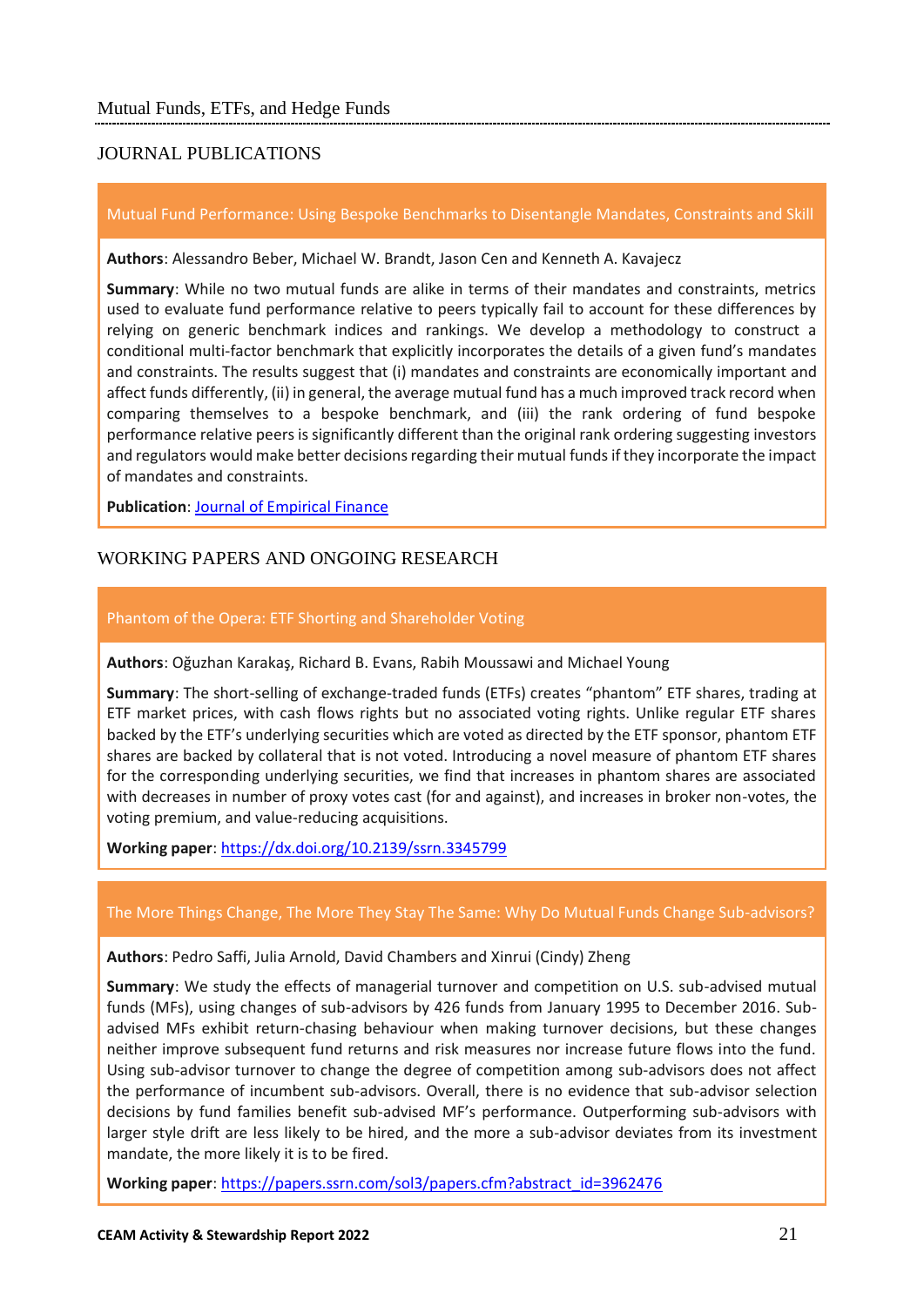## Mutual Funds, ETFs, and Hedge Funds

### JOURNAL PUBLICATIONS

#### Mutual Fund Performance: Using Bespoke Benchmarks to Disentangle Mandates, Constraints and Skill

**Authors**: Alessandro Beber, Michael W. Brandt, Jason Cen and Kenneth A. Kavajecz

**Summary**: While no two mutual funds are alike in terms of their mandates and constraints, metrics used to evaluate fund performance relative to peers typically fail to account for these differences by relying on generic benchmark indices and rankings. We develop a methodology to construct a conditional multi-factor benchmark that explicitly incorporates the details of a given fund's mandates and constraints. The results suggest that (i) mandates and constraints are economically important and affect funds differently, (ii) in general, the average mutual fund has a much improved track record when comparing themselves to a bespoke benchmark, and (iii) the rank ordering of fund bespoke performance relative peers is significantly different than the original rank ordering suggesting investors and regulators would make better decisions regarding their mutual funds if they incorporate the impact of mandates and constraints.

**Publication**: Journal of Empirical Finance

### WORKING PAPERS AND ONGOING RESEARCH

#### Phantom of the Opera: ETF Shorting and Shareholder Voting

**Authors**: Oğuzhan Karakaş, Richard B. Evans, Rabih Moussawi and Michael Young

**Summary**: The short-selling of exchange-traded funds (ETFs) creates "phantom" ETF shares, trading at ETF market prices, with cash flows rights but no associated voting rights. Unlike regular ETF shares backed by the ETF's underlying securities which are voted as directed by the ETF sponsor, phantom ETF shares are backed by collateral that is not voted. Introducing a novel measure of phantom ETF shares for the corresponding underlying securities, we find that increases in phantom shares are associated with decreases in number of proxy votes cast (for and against), and increases in broker non-votes, the voting premium, and value-reducing acquisitions.

**Working paper**: https://dx.doi.org/10.2139/ssrn.3345799

#### The More Things Change, The More They Stay The Same: Why Do Mutual Funds Change Sub-advisors?

**Authors**: Pedro Saffi, Julia Arnold, David Chambers and Xinrui (Cindy) Zheng

**Summary**: We study the effects of managerial turnover and competition on U.S. sub-advised mutual funds (MFs), using changes of sub-advisors by 426 funds from January 1995 to December 2016. Sub-advised MFs exhibit return-chasing behaviour when making turnover decisions, but these changes neither improve subsequent fund returns and risk measures nor increase future flows into the fund. Using sub-advisor turnover to change the degree of competition among sub-advisors does not affect the performance of incumbent sub-advisors. Overall, there is no evidence that sub-advisor selection decisions by fund families benefit sub-advised MF's performance. Outperforming sub-advisors with larger style drift are less likely to be hired, and the more a sub-advisor deviates from its investment mandate, the more likely it is to be fired.

**Working paper**: https://papers.ssrn.com/sol3/papers.cfm?abstract_id=3962476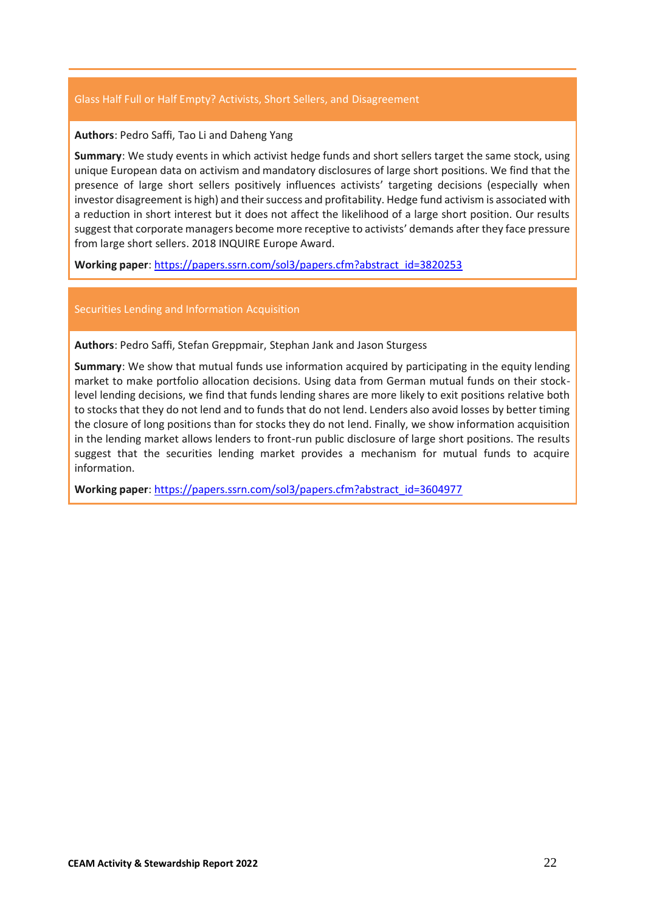### Glass Half Full or Half Empty? Activists, Short Sellers, and Disagreement

**Authors**: Pedro Saffi, Tao Li and Daheng Yang

**Summary**: We study events in which activist hedge funds and short sellers target the same stock, using unique European data on activism and mandatory disclosures of large short positions. We find that the presence of large short sellers positively influences activists' targeting decisions (especially when investor disagreement is high) and their success and profitability. Hedge fund activism is associated with a reduction in short interest but it does not affect the likelihood of a large short position. Our results suggest that corporate managers become more receptive to activists' demands after they face pressure from large short sellers. 2018 INQUIRE Europe Award.

**Working paper**: [https://papers.ssrn.com/sol3/papers.cfm?abstract_id=3820253](https://papers.ssrn.com/sol3/papers.cfm?abstract_id=3820253)

### Securities Lending and Information Acquisition

**Authors**: Pedro Saffi, Stefan Greppmair, Stephan Jank and Jason Sturgess

**Summary**: We show that mutual funds use information acquired by participating in the equity lending market to make portfolio allocation decisions. Using data from German mutual funds on their stock-level lending decisions, we find that funds lending shares are more likely to exit positions relative both to stocks that they do not lend and to funds that do not lend. Lenders also avoid losses by better timing the closure of long positions than for stocks they do not lend. Finally, we show information acquisition in the lending market allows lenders to front-run public disclosure of large short positions. The results suggest that the securities lending market provides a mechanism for mutual funds to acquire information.

**Working paper**: [https://papers.ssrn.com/sol3/papers.cfm?abstract_id=3604977](https://papers.ssrn.com/sol3/papers.cfm?abstract_id=3604977)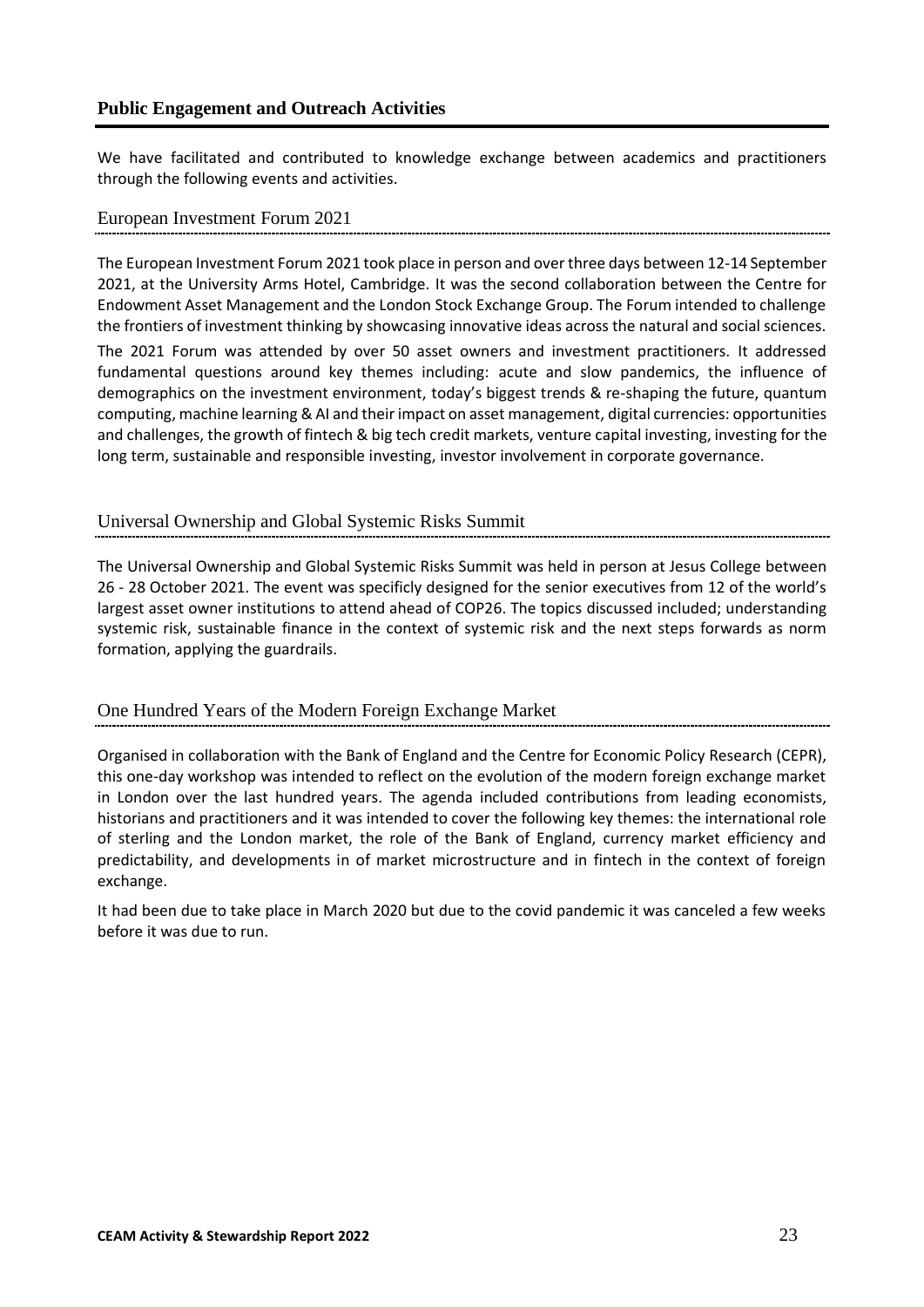## Public Engagement and Outreach Activities

We have facilitated and contributed to knowledge exchange between academics and practitioners through the following events and activities.

### European Investment Forum 2021

The European Investment Forum 2021 took place in person and over three days between 12-14 September 2021, at the University Arms Hotel, Cambridge. It was the second collaboration between the Centre for Endowment Asset Management and the London Stock Exchange Group. The Forum intended to challenge the frontiers of investment thinking by showcasing innovative ideas across the natural and social sciences.

The 2021 Forum was attended by over 50 asset owners and investment practitioners. It addressed fundamental questions around key themes including: acute and slow pandemics, the influence of demographics on the investment environment, today's biggest trends & re-shaping the future, quantum computing, machine learning & AI and their impact on asset management, digital currencies: opportunities and challenges, the growth of fintech & big tech credit markets, venture capital investing, investing for the long term, sustainable and responsible investing, investor involvement in corporate governance.

### Universal Ownership and Global Systemic Risks Summit

The Universal Ownership and Global Systemic Risks Summit was held in person at Jesus College between 26 - 28 October 2021. The event was specificly designed for the senior executives from 12 of the world's largest asset owner institutions to attend ahead of COP26. The topics discussed included; understanding systemic risk, sustainable finance in the context of systemic risk and the next steps forwards as norm formation, applying the guardrails.

### One Hundred Years of the Modern Foreign Exchange Market

Organised in collaboration with the Bank of England and the Centre for Economic Policy Research (CEPR), this one-day workshop was intended to reflect on the evolution of the modern foreign exchange market in London over the last hundred years. The agenda included contributions from leading economists, historians and practitioners and it was intended to cover the following key themes: the international role of sterling and the London market, the role of the Bank of England, currency market efficiency and predictability, and developments in of market microstructure and in fintech in the context of foreign exchange.

It had been due to take place in March 2020 but due to the covid pandemic it was canceled a few weeks before it was due to run.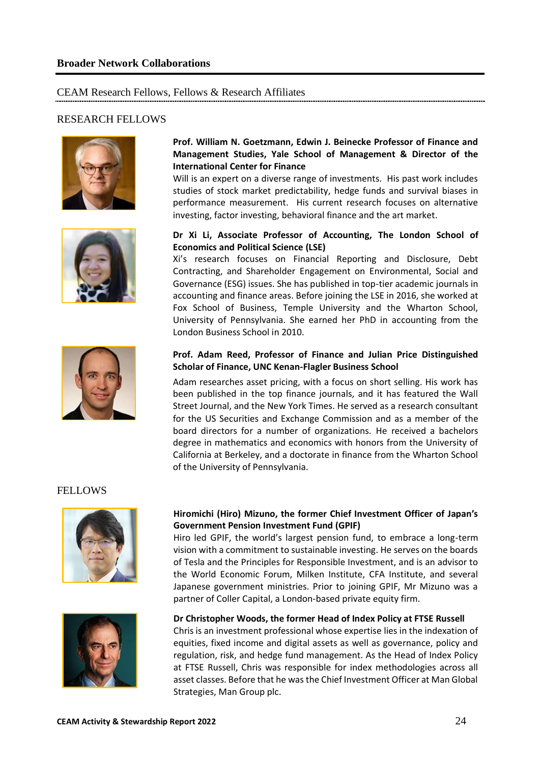## Broader Network Collaborations

### CEAM Research Fellows, Fellows & Research Affiliates

#### RESEARCH FELLOWS

**Prof. William N. Goetzmann, Edwin J. Beinecke Professor of Finance and Management Studies, Yale School of Management & Director of the International Center for Finance**

Will is an expert on a diverse range of investments. His past work includes studies of stock market predictability, hedge funds and survival biases in performance measurement. His current research focuses on alternative investing, factor investing, behavioral finance and the art market.

**Dr Xi Li, Associate Professor of Accounting, The London School of Economics and Political Science (LSE)**

Xi's research focuses on Financial Reporting and Disclosure, Debt Contracting, and Shareholder Engagement on Environmental, Social and Governance (ESG) issues. She has published in top-tier academic journals in accounting and finance areas. Before joining the LSE in 2016, she worked at Fox School of Business, Temple University and the Wharton School, University of Pennsylvania. She earned her PhD in accounting from the London Business School in 2010.

**Prof. Adam Reed, Professor of Finance and Julian Price Distinguished Scholar of Finance, UNC Kenan-Flagler Business School**

Adam researches asset pricing, with a focus on short selling. His work has been published in the top finance journals, and it has featured the Wall Street Journal, and the New York Times. He served as a research consultant for the US Securities and Exchange Commission and as a member of the board directors for a number of organizations. He received a bachelors degree in mathematics and economics with honors from the University of California at Berkeley, and a doctorate in finance from the Wharton School of the University of Pennsylvania.

#### FELLOWS

**Hiromichi (Hiro) Mizuno, the former Chief Investment Officer of Japan's Government Pension Investment Fund (GPIF)**

Hiro led GPIF, the world's largest pension fund, to embrace a long-term vision with a commitment to sustainable investing. He serves on the boards of Tesla and the Principles for Responsible Investment, and is an advisor to the World Economic Forum, Milken Institute, CFA Institute, and several Japanese government ministries. Prior to joining GPIF, Mr Mizuno was a partner of Coller Capital, a London-based private equity firm.

**Dr Christopher Woods, the former Head of Index Policy at FTSE Russell**

Chris is an investment professional whose expertise lies in the indexation of equities, fixed income and digital assets as well as governance, policy and regulation, risk, and hedge fund management. As the Head of Index Policy at FTSE Russell, Chris was responsible for index methodologies across all asset classes. Before that he was the Chief Investment Officer at Man Global Strategies, Man Group plc.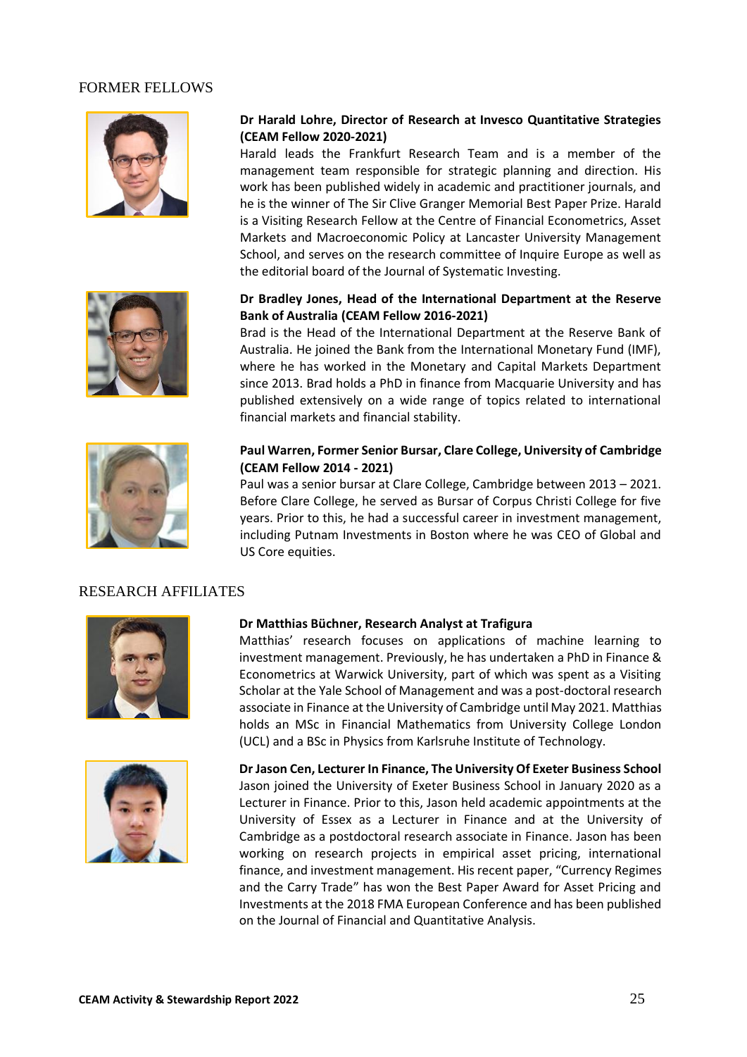## FORMER FELLOWS

**Dr Harald Lohre, Director of Research at Invesco Quantitative Strategies (CEAM Fellow 2020-2021)**

Harald leads the Frankfurt Research Team and is a member of the management team responsible for strategic planning and direction. His work has been published widely in academic and practitioner journals, and he is the winner of The Sir Clive Granger Memorial Best Paper Prize. Harald is a Visiting Research Fellow at the Centre of Financial Econometrics, Asset Markets and Macroeconomic Policy at Lancaster University Management School, and serves on the research committee of Inquire Europe as well as the editorial board of the Journal of Systematic Investing.

**Dr Bradley Jones, Head of the International Department at the Reserve Bank of Australia (CEAM Fellow 2016-2021)**

Brad is the Head of the International Department at the Reserve Bank of Australia. He joined the Bank from the International Monetary Fund (IMF), where he has worked in the Monetary and Capital Markets Department since 2013. Brad holds a PhD in finance from Macquarie University and has published extensively on a wide range of topics related to international financial markets and financial stability.

**Paul Warren, Former Senior Bursar, Clare College, University of Cambridge (CEAM Fellow 2014 - 2021)**

Paul was a senior bursar at Clare College, Cambridge between 2013 – 2021. Before Clare College, he served as Bursar of Corpus Christi College for five years. Prior to this, he had a successful career in investment management, including Putnam Investments in Boston where he was CEO of Global and US Core equities.

## RESEARCH AFFILIATES

**Dr Matthias Büchner, Research Analyst at Trafigura**

Matthias' research focuses on applications of machine learning to investment management. Previously, he has undertaken a PhD in Finance & Econometrics at Warwick University, part of which was spent as a Visiting Scholar at the Yale School of Management and was a post-doctoral research associate in Finance at the University of Cambridge until May 2021. Matthias holds an MSc in Financial Mathematics from University College London (UCL) and a BSc in Physics from Karlsruhe Institute of Technology.

**Dr Jason Cen, Lecturer In Finance, The University Of Exeter Business School**

Jason joined the University of Exeter Business School in January 2020 as a Lecturer in Finance. Prior to this, Jason held academic appointments at the University of Essex as a Lecturer in Finance and at the University of Cambridge as a postdoctoral research associate in Finance. Jason has been working on research projects in empirical asset pricing, international finance, and investment management. His recent paper, "Currency Regimes and the Carry Trade" has won the Best Paper Award for Asset Pricing and Investments at the 2018 FMA European Conference and has been published on the Journal of Financial and Quantitative Analysis.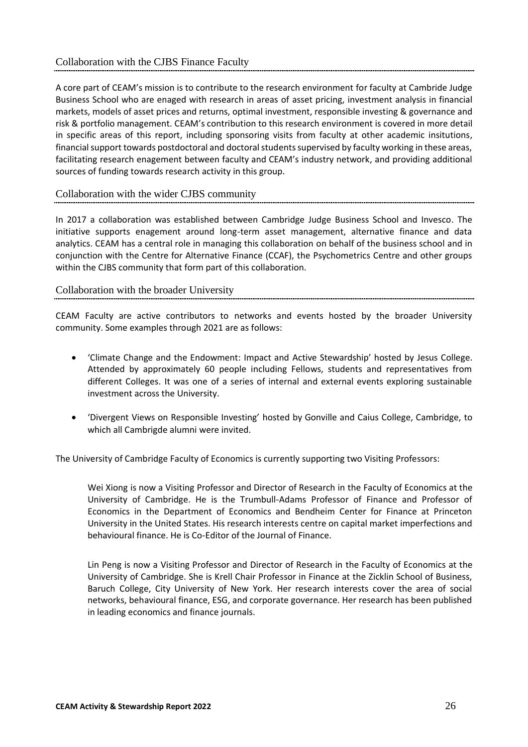## Collaboration with the CJBS Finance Faculty

A core part of CEAM's mission is to contribute to the research environment for faculty at Cambride Judge Business School who are enaged with research in areas of asset pricing, investment analysis in financial markets, models of asset prices and returns, optimal investment, responsible investing & governance and risk & portfolio management. CEAM's contribution to this research environment is covered in more detail in specific areas of this report, including sponsoring visits from faculty at other academic insitutions, financial support towards postdoctoral and doctoral students supervised by faculty working in these areas, facilitating research enagement between faculty and CEAM's industry network, and providing additional sources of funding towards research activity in this group.

## Collaboration with the wider CJBS community

In 2017 a collaboration was established between Cambridge Judge Business School and Invesco. The initiative supports enagement around long-term asset management, alternative finance and data analytics. CEAM has a central role in managing this collaboration on behalf of the business school and in conjunction with the Centre for Alternative Finance (CCAF), the Psychometrics Centre and other groups within the CJBS community that form part of this collaboration.

## Collaboration with the broader University

CEAM Faculty are active contributors to networks and events hosted by the broader University community. Some examples through 2021 are as follows:

- 'Climate Change and the Endowment: Impact and Active Stewardship' hosted by Jesus College. Attended by approximately 60 people including Fellows, students and representatives from different Colleges. It was one of a series of internal and external events exploring sustainable investment across the University.
- 'Divergent Views on Responsible Investing' hosted by Gonville and Caius College, Cambridge, to which all Cambrigde alumni were invited.

The University of Cambridge Faculty of Economics is currently supporting two Visiting Professors:

> Wei Xiong is now a Visiting Professor and Director of Research in the Faculty of Economics at the University of Cambridge. He is the Trumbull-Adams Professor of Finance and Professor of Economics in the Department of Economics and Bendheim Center for Finance at Princeton University in the United States. His research interests centre on capital market imperfections and behavioural finance. He is Co-Editor of the Journal of Finance.
>
> Lin Peng is now a Visiting Professor and Director of Research in the Faculty of Economics at the University of Cambridge. She is Krell Chair Professor in Finance at the Zicklin School of Business, Baruch College, City University of New York. Her research interests cover the area of social networks, behavioural finance, ESG, and corporate governance. Her research has been published in leading economics and finance journals.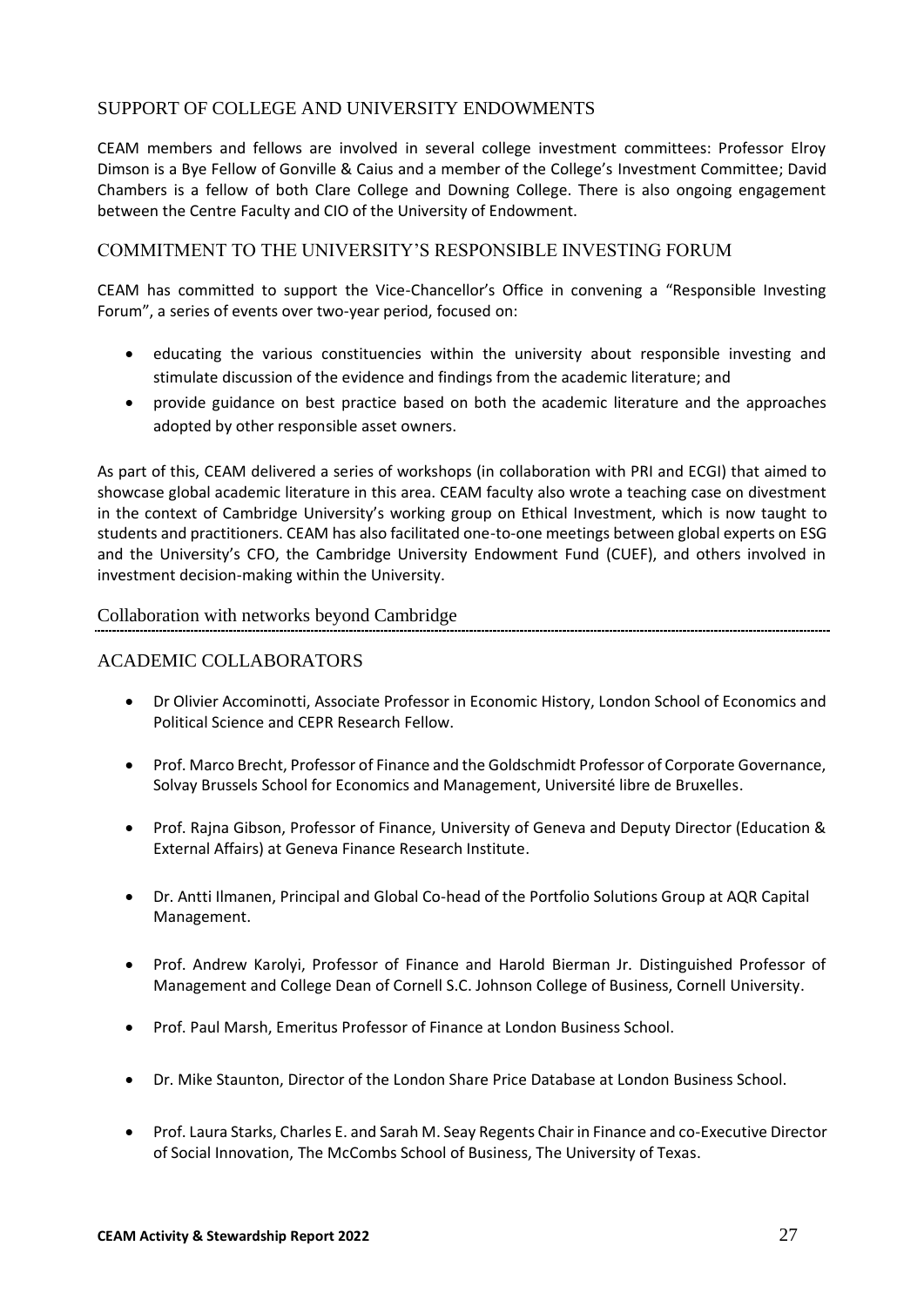## SUPPORT OF COLLEGE AND UNIVERSITY ENDOWMENTS

CEAM members and fellows are involved in several college investment committees: Professor Elroy Dimson is a Bye Fellow of Gonville & Caius and a member of the College's Investment Committee; David Chambers is a fellow of both Clare College and Downing College. There is also ongoing engagement between the Centre Faculty and CIO of the University of Endowment.

## COMMITMENT TO THE UNIVERSITY'S RESPONSIBLE INVESTING FORUM

CEAM has committed to support the Vice-Chancellor's Office in convening a "Responsible Investing Forum", a series of events over two-year period, focused on:

- educating the various constituencies within the university about responsible investing and stimulate discussion of the evidence and findings from the academic literature; and
- provide guidance on best practice based on both the academic literature and the approaches adopted by other responsible asset owners.

As part of this, CEAM delivered a series of workshops (in collaboration with PRI and ECGI) that aimed to showcase global academic literature in this area. CEAM faculty also wrote a teaching case on divestment in the context of Cambridge University's working group on Ethical Investment, which is now taught to students and practitioners. CEAM has also facilitated one-to-one meetings between global experts on ESG and the University's CFO, the Cambridge University Endowment Fund (CUEF), and others involved in investment decision-making within the University.

# Collaboration with networks beyond Cambridge

## ACADEMIC COLLABORATORS

- Dr Olivier Accominotti, Associate Professor in Economic History, London School of Economics and Political Science and CEPR Research Fellow.
- Prof. Marco Brecht, Professor of Finance and the Goldschmidt Professor of Corporate Governance, Solvay Brussels School for Economics and Management, Université libre de Bruxelles.
- Prof. Rajna Gibson, Professor of Finance, University of Geneva and Deputy Director (Education & External Affairs) at Geneva Finance Research Institute.
- Dr. Antti Ilmanen, Principal and Global Co-head of the Portfolio Solutions Group at AQR Capital Management.
- Prof. Andrew Karolyi, Professor of Finance and Harold Bierman Jr. Distinguished Professor of Management and College Dean of Cornell S.C. Johnson College of Business, Cornell University.
- Prof. Paul Marsh, Emeritus Professor of Finance at London Business School.
- Dr. Mike Staunton, Director of the London Share Price Database at London Business School.
- Prof. Laura Starks, Charles E. and Sarah M. Seay Regents Chair in Finance and co-Executive Director of Social Innovation, The McCombs School of Business, The University of Texas.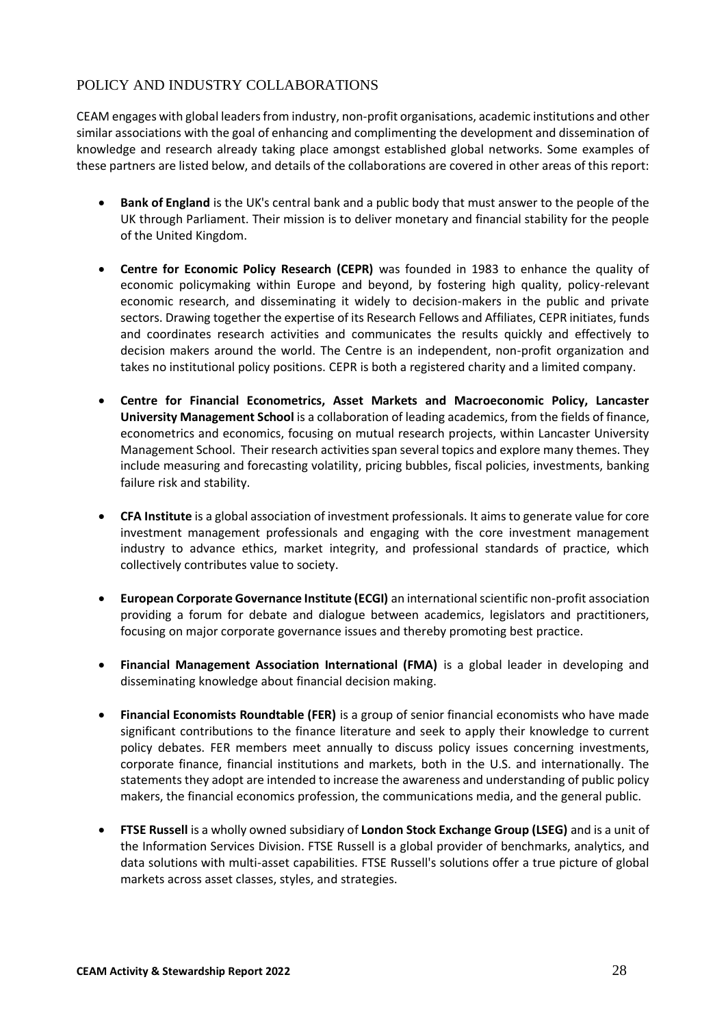## POLICY AND INDUSTRY COLLABORATIONS

CEAM engages with global leaders from industry, non-profit organisations, academic institutions and other similar associations with the goal of enhancing and complimenting the development and dissemination of knowledge and research already taking place amongst established global networks. Some examples of these partners are listed below, and details of the collaborations are covered in other areas of this report:

- **Bank of England** is the UK's central bank and a public body that must answer to the people of the UK through Parliament. Their mission is to deliver monetary and financial stability for the people of the United Kingdom.
- **Centre for Economic Policy Research (CEPR)** was founded in 1983 to enhance the quality of economic policymaking within Europe and beyond, by fostering high quality, policy-relevant economic research, and disseminating it widely to decision-makers in the public and private sectors. Drawing together the expertise of its Research Fellows and Affiliates, CEPR initiates, funds and coordinates research activities and communicates the results quickly and effectively to decision makers around the world. The Centre is an independent, non-profit organization and takes no institutional policy positions. CEPR is both a registered charity and a limited company.
- **Centre for Financial Econometrics, Asset Markets and Macroeconomic Policy, Lancaster University Management School** is a collaboration of leading academics, from the fields of finance, econometrics and economics, focusing on mutual research projects, within Lancaster University Management School. Their research activities span several topics and explore many themes. They include measuring and forecasting volatility, pricing bubbles, fiscal policies, investments, banking failure risk and stability.
- **CFA Institute** is a global association of investment professionals. It aims to generate value for core investment management professionals and engaging with the core investment management industry to advance ethics, market integrity, and professional standards of practice, which collectively contributes value to society.
- **European Corporate Governance Institute (ECGI)** an international scientific non-profit association providing a forum for debate and dialogue between academics, legislators and practitioners, focusing on major corporate governance issues and thereby promoting best practice.
- **Financial Management Association International (FMA)** is a global leader in developing and disseminating knowledge about financial decision making.
- **Financial Economists Roundtable (FER)** is a group of senior financial economists who have made significant contributions to the finance literature and seek to apply their knowledge to current policy debates. FER members meet annually to discuss policy issues concerning investments, corporate finance, financial institutions and markets, both in the U.S. and internationally. The statements they adopt are intended to increase the awareness and understanding of public policy makers, the financial economics profession, the communications media, and the general public.
- **FTSE Russell** is a wholly owned subsidiary of **London Stock Exchange Group (LSEG)** and is a unit of the Information Services Division. FTSE Russell is a global provider of benchmarks, analytics, and data solutions with multi-asset capabilities. FTSE Russell's solutions offer a true picture of global markets across asset classes, styles, and strategies.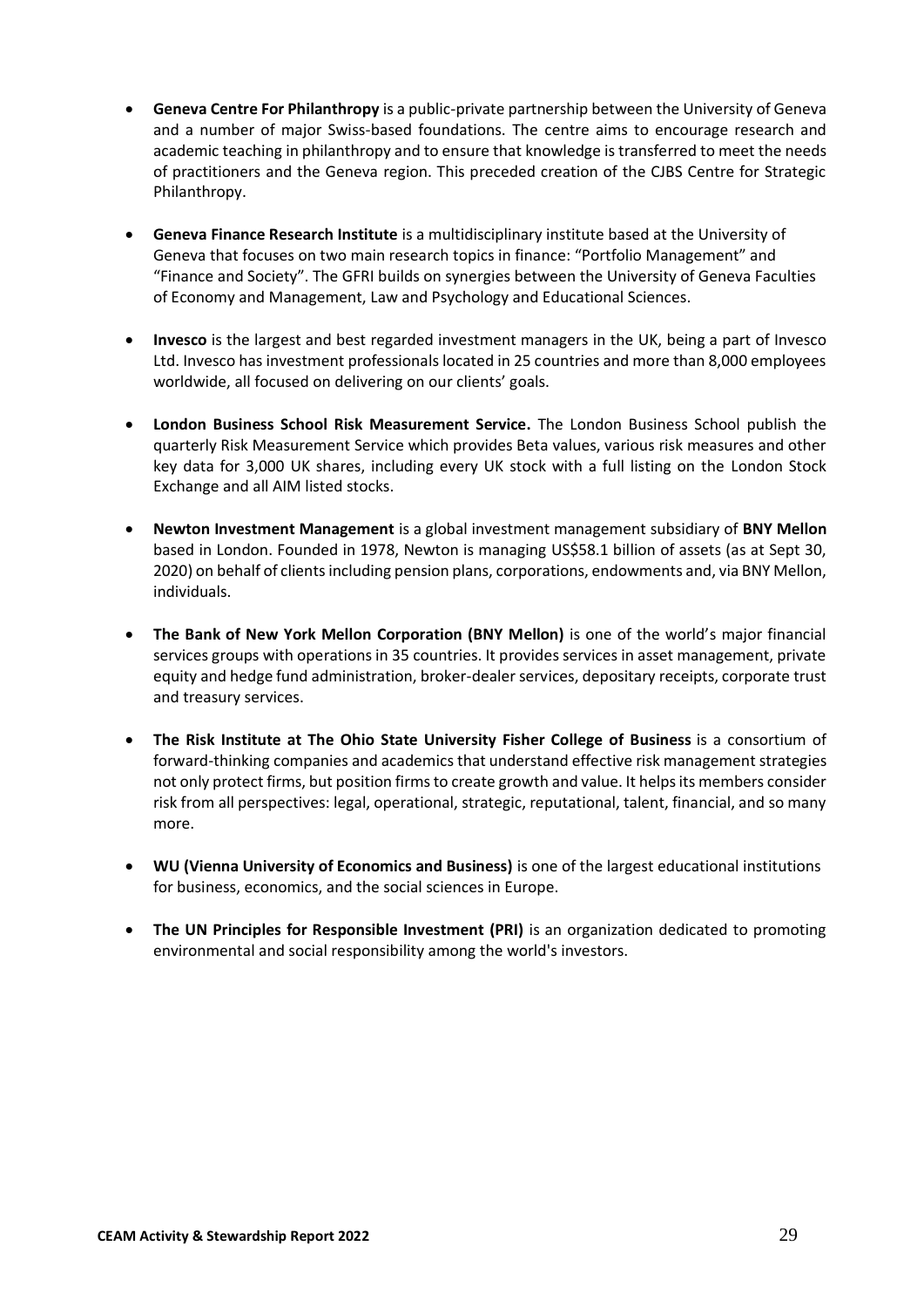- **Geneva Centre For Philanthropy** is a public-private partnership between the University of Geneva and a number of major Swiss-based foundations. The centre aims to encourage research and academic teaching in philanthropy and to ensure that knowledge is transferred to meet the needs of practitioners and the Geneva region. This preceded creation of the CJBS Centre for Strategic Philanthropy.

- **Geneva Finance Research Institute** is a multidisciplinary institute based at the University of Geneva that focuses on two main research topics in finance: "Portfolio Management" and "Finance and Society". The GFRI builds on synergies between the University of Geneva Faculties of Economy and Management, Law and Psychology and Educational Sciences.

- **Invesco** is the largest and best regarded investment managers in the UK, being a part of Invesco Ltd. Invesco has investment professionals located in 25 countries and more than 8,000 employees worldwide, all focused on delivering on our clients' goals.

- **London Business School Risk Measurement Service.** The London Business School publish the quarterly Risk Measurement Service which provides Beta values, various risk measures and other key data for 3,000 UK shares, including every UK stock with a full listing on the London Stock Exchange and all AIM listed stocks.

- **Newton Investment Management** is a global investment management subsidiary of **BNY Mellon** based in London. Founded in 1978, Newton is managing US$58.1 billion of assets (as at Sept 30, 2020) on behalf of clients including pension plans, corporations, endowments and, via BNY Mellon, individuals.

- **The Bank of New York Mellon Corporation (BNY Mellon)** is one of the world's major financial services groups with operations in 35 countries. It provides services in asset management, private equity and hedge fund administration, broker-dealer services, depositary receipts, corporate trust and treasury services.

- **The Risk Institute at The Ohio State University Fisher College of Business** is a consortium of forward-thinking companies and academics that understand effective risk management strategies not only protect firms, but position firms to create growth and value. It helps its members consider risk from all perspectives: legal, operational, strategic, reputational, talent, financial, and so many more.

- **WU (Vienna University of Economics and Business)** is one of the largest educational institutions for business, economics, and the social sciences in Europe.

- **The UN Principles for Responsible Investment (PRI)** is an organization dedicated to promoting environmental and social responsibility among the world's investors.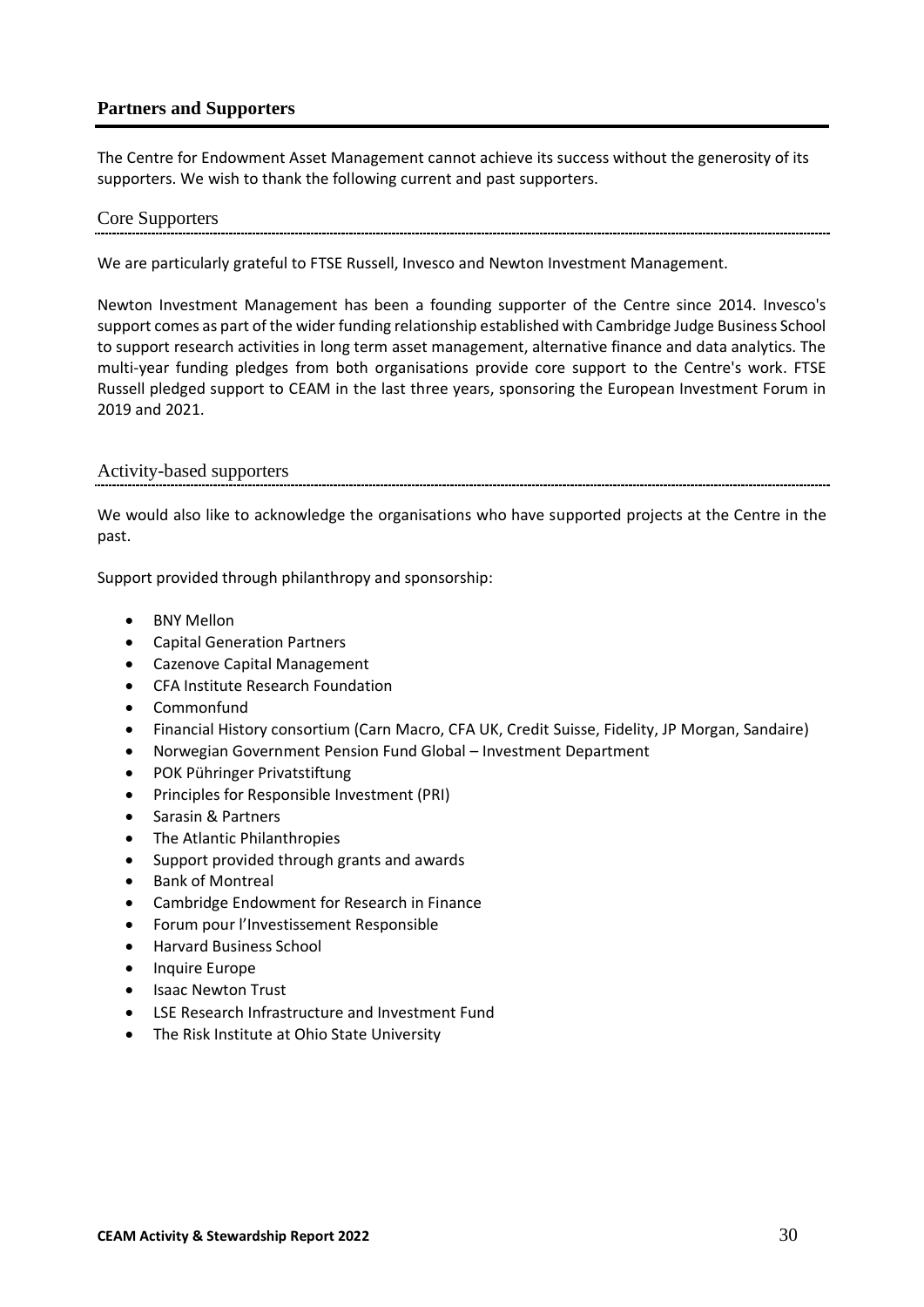## Partners and Supporters

The Centre for Endowment Asset Management cannot achieve its success without the generosity of its supporters. We wish to thank the following current and past supporters.

### Core Supporters

We are particularly grateful to FTSE Russell, Invesco and Newton Investment Management.

Newton Investment Management has been a founding supporter of the Centre since 2014. Invesco's support comes as part of the wider funding relationship established with Cambridge Judge Business School to support research activities in long term asset management, alternative finance and data analytics. The multi-year funding pledges from both organisations provide core support to the Centre's work. FTSE Russell pledged support to CEAM in the last three years, sponsoring the European Investment Forum in 2019 and 2021.

### Activity-based supporters

We would also like to acknowledge the organisations who have supported projects at the Centre in the past.

Support provided through philanthropy and sponsorship:

- BNY Mellon
- Capital Generation Partners
- Cazenove Capital Management
- CFA Institute Research Foundation
- Commonfund
- Financial History consortium (Carn Macro, CFA UK, Credit Suisse, Fidelity, JP Morgan, Sandaire)
- Norwegian Government Pension Fund Global – Investment Department
- POK Pühringer Privatstiftung
- Principles for Responsible Investment (PRI)
- Sarasin & Partners
- The Atlantic Philanthropies
- Support provided through grants and awards
- Bank of Montreal
- Cambridge Endowment for Research in Finance
- Forum pour l'Investissement Responsible
- Harvard Business School
- Inquire Europe
- Isaac Newton Trust
- LSE Research Infrastructure and Investment Fund
- The Risk Institute at Ohio State University